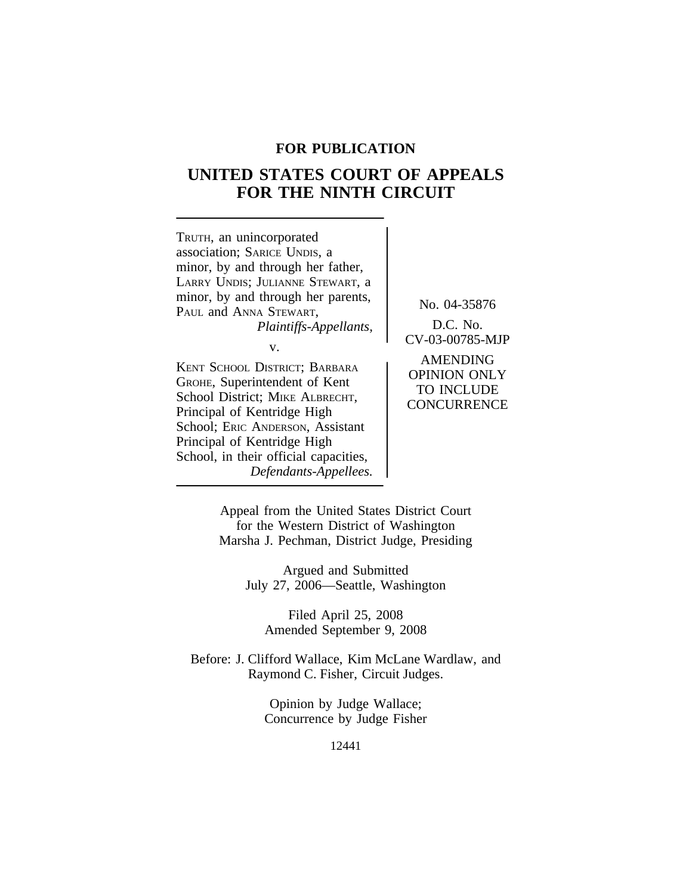**FOR PUBLICATION**

# UNITED STATES COURT OF APPEALS FOR THE NINTH CIRCUIT

TRUTH, an unincorporated association; SARICE UNDIS, a minor, by and through her father, LARRY UNDIS; JULIANNE STEWART, a minor, by and through her parents, PAUL and ANNA STEWART,
*Plaintiffs-Appellants,*

v.

KENT SCHOOL DISTRICT; BARBARA GROHE, Superintendent of Kent School District; MIKE ALBRECHT, Principal of Kentridge High School; ERIC ANDERSON, Assistant Principal of Kentridge High School, in their official capacities,
*Defendants-Appellees.*

No. 04-35876

D.C. No. CV-03-00785-MJP

AMENDING OPINION ONLY TO INCLUDE CONCURRENCE

Appeal from the United States District Court for the Western District of Washington
Marsha J. Pechman, District Judge, Presiding

Argued and Submitted
July 27, 2006—Seattle, Washington

Filed April 25, 2008
Amended September 9, 2008

Before: J. Clifford Wallace, Kim McLane Wardlaw, and Raymond C. Fisher, Circuit Judges.

Opinion by Judge Wallace;
Concurrence by Judge Fisher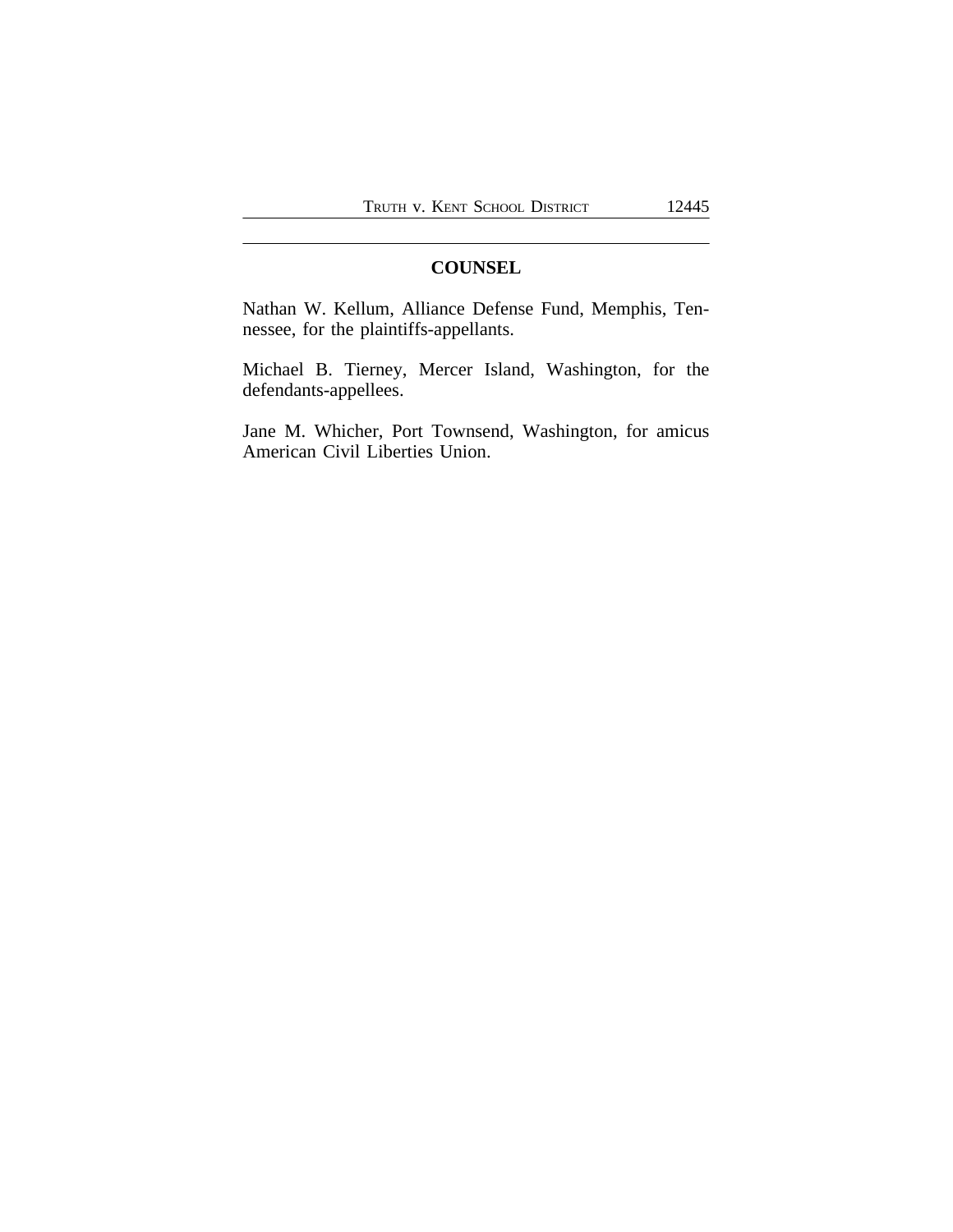## COUNSEL

Nathan W. Kellum, Alliance Defense Fund, Memphis, Tennessee, for the plaintiffs-appellants.

Michael B. Tierney, Mercer Island, Washington, for the defendants-appellees.

Jane M. Whicher, Port Townsend, Washington, for amicus American Civil Liberties Union.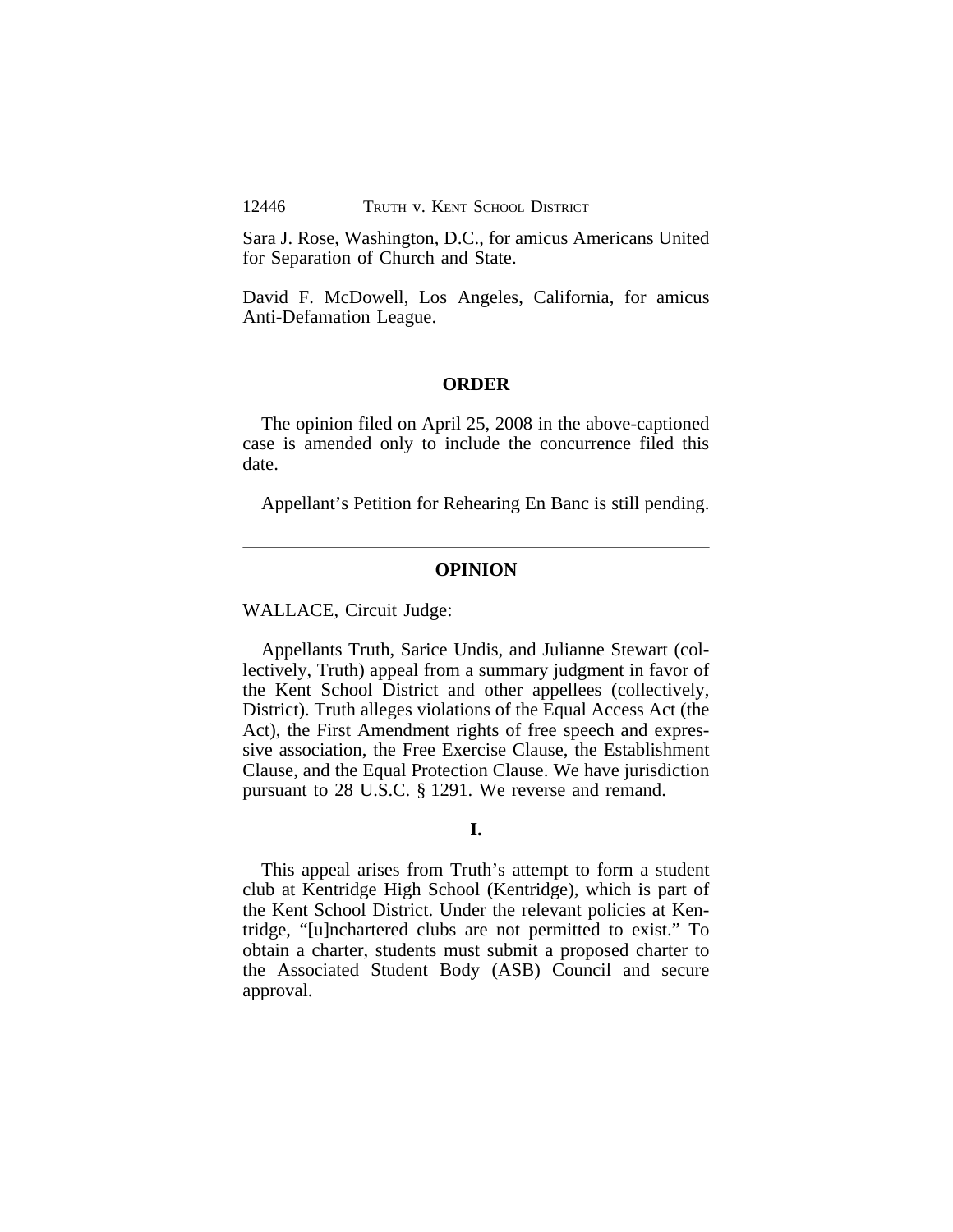Sara J. Rose, Washington, D.C., for amicus Americans United for Separation of Church and State.

David F. McDowell, Los Angeles, California, for amicus Anti-Defamation League.

---

## ORDER

The opinion filed on April 25, 2008 in the above-captioned case is amended only to include the concurrence filed this date.

Appellant's Petition for Rehearing En Banc is still pending.

---

## OPINION

WALLACE, Circuit Judge:

Appellants Truth, Sarice Undis, and Julianne Stewart (collectively, Truth) appeal from a summary judgment in favor of the Kent School District and other appellees (collectively, District). Truth alleges violations of the Equal Access Act (the Act), the First Amendment rights of free speech and expressive association, the Free Exercise Clause, the Establishment Clause, and the Equal Protection Clause. We have jurisdiction pursuant to 28 U.S.C. § 1291. We reverse and remand.

### I.

This appeal arises from Truth's attempt to form a student club at Kentridge High School (Kentridge), which is part of the Kent School District. Under the relevant policies at Kentridge, "[u]nchartered clubs are not permitted to exist." To obtain a charter, students must submit a proposed charter to the Associated Student Body (ASB) Council and secure approval.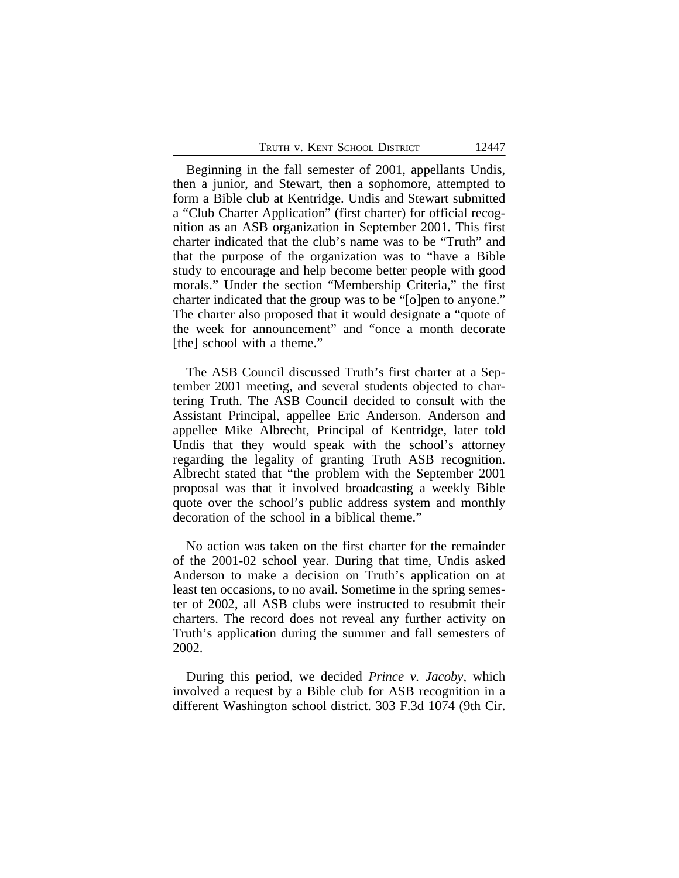Beginning in the fall semester of 2001, appellants Undis, then a junior, and Stewart, then a sophomore, attempted to form a Bible club at Kentridge. Undis and Stewart submitted a "Club Charter Application" (first charter) for official recognition as an ASB organization in September 2001. This first charter indicated that the club's name was to be "Truth" and that the purpose of the organization was to "have a Bible study to encourage and help become better people with good morals." Under the section "Membership Criteria," the first charter indicated that the group was to be "[o]pen to anyone." The charter also proposed that it would designate a "quote of the week for announcement" and "once a month decorate [the] school with a theme."

The ASB Council discussed Truth's first charter at a September 2001 meeting, and several students objected to chartering Truth. The ASB Council decided to consult with the Assistant Principal, appellee Eric Anderson. Anderson and appellee Mike Albrecht, Principal of Kentridge, later told Undis that they would speak with the school's attorney regarding the legality of granting Truth ASB recognition. Albrecht stated that "the problem with the September 2001 proposal was that it involved broadcasting a weekly Bible quote over the school's public address system and monthly decoration of the school in a biblical theme."

No action was taken on the first charter for the remainder of the 2001-02 school year. During that time, Undis asked Anderson to make a decision on Truth's application on at least ten occasions, to no avail. Sometime in the spring semester of 2002, all ASB clubs were instructed to resubmit their charters. The record does not reveal any further activity on Truth's application during the summer and fall semesters of 2002.

During this period, we decided *Prince v. Jacoby*, which involved a request by a Bible club for ASB recognition in a different Washington school district. 303 F.3d 1074 (9th Cir.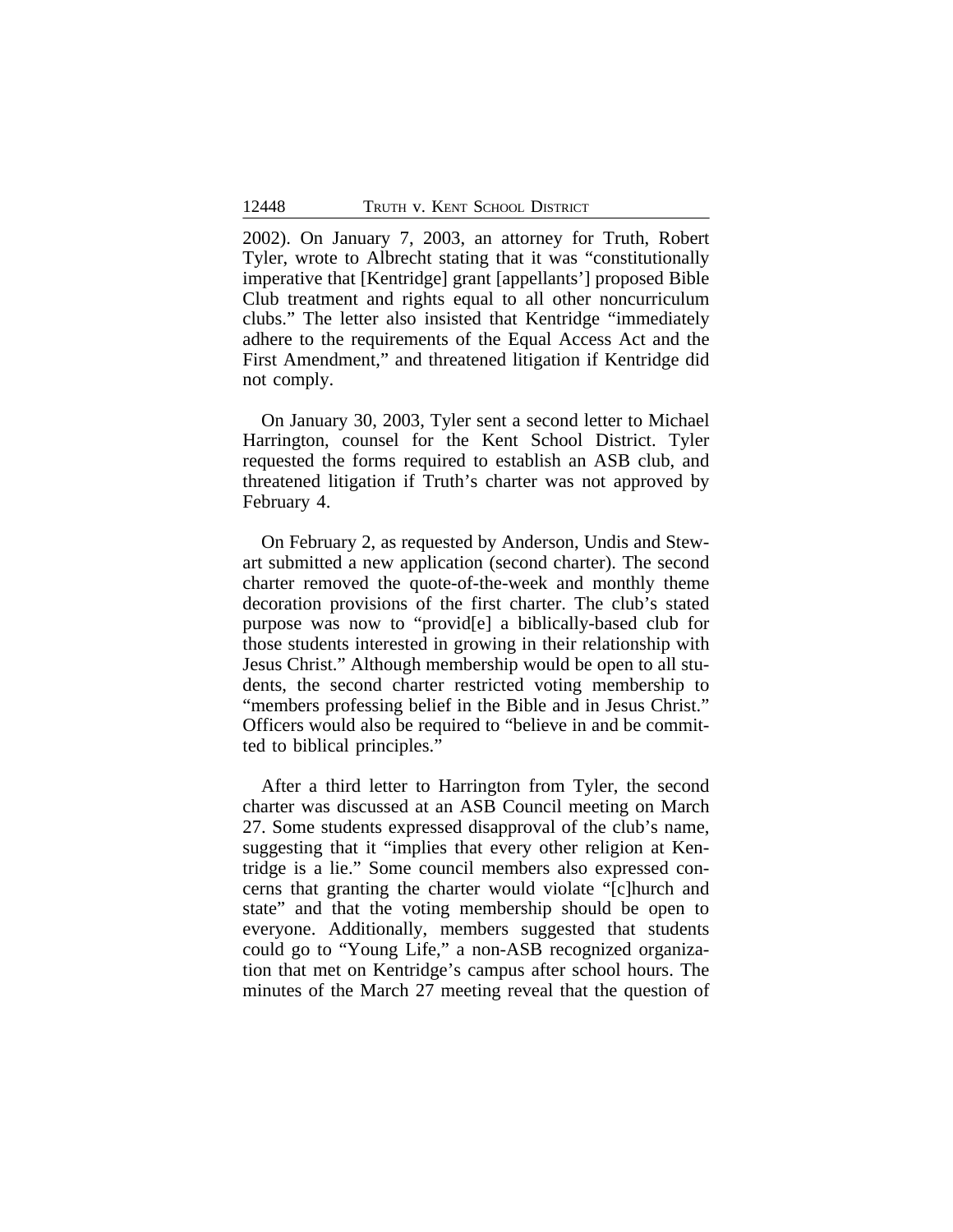2002). On January 7, 2003, an attorney for Truth, Robert Tyler, wrote to Albrecht stating that it was "constitutionally imperative that [Kentridge] grant [appellants'] proposed Bible Club treatment and rights equal to all other noncurriculum clubs." The letter also insisted that Kentridge "immediately adhere to the requirements of the Equal Access Act and the First Amendment," and threatened litigation if Kentridge did not comply.

On January 30, 2003, Tyler sent a second letter to Michael Harrington, counsel for the Kent School District. Tyler requested the forms required to establish an ASB club, and threatened litigation if Truth's charter was not approved by February 4.

On February 2, as requested by Anderson, Undis and Stewart submitted a new application (second charter). The second charter removed the quote-of-the-week and monthly theme decoration provisions of the first charter. The club's stated purpose was now to "provid[e] a biblically-based club for those students interested in growing in their relationship with Jesus Christ." Although membership would be open to all students, the second charter restricted voting membership to "members professing belief in the Bible and in Jesus Christ." Officers would also be required to "believe in and be committed to biblical principles."

After a third letter to Harrington from Tyler, the second charter was discussed at an ASB Council meeting on March 27. Some students expressed disapproval of the club's name, suggesting that it "implies that every other religion at Kentridge is a lie." Some council members also expressed concerns that granting the charter would violate "[c]hurch and state" and that the voting membership should be open to everyone. Additionally, members suggested that students could go to "Young Life," a non-ASB recognized organization that met on Kentridge's campus after school hours. The minutes of the March 27 meeting reveal that the question of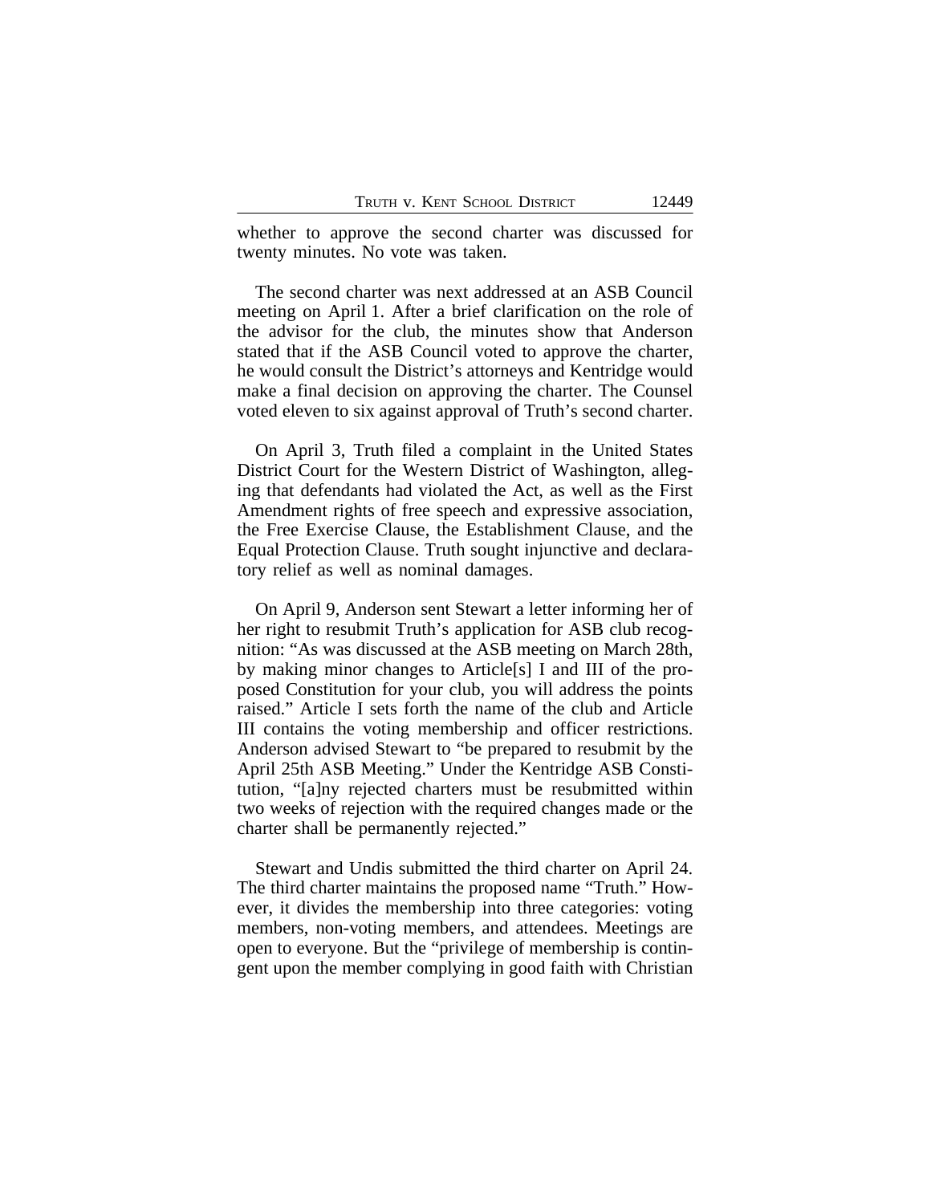whether to approve the second charter was discussed for twenty minutes. No vote was taken.

The second charter was next addressed at an ASB Council meeting on April 1. After a brief clarification on the role of the advisor for the club, the minutes show that Anderson stated that if the ASB Council voted to approve the charter, he would consult the District's attorneys and Kentridge would make a final decision on approving the charter. The Counsel voted eleven to six against approval of Truth's second charter.

On April 3, Truth filed a complaint in the United States District Court for the Western District of Washington, alleging that defendants had violated the Act, as well as the First Amendment rights of free speech and expressive association, the Free Exercise Clause, the Establishment Clause, and the Equal Protection Clause. Truth sought injunctive and declaratory relief as well as nominal damages.

On April 9, Anderson sent Stewart a letter informing her of her right to resubmit Truth's application for ASB club recognition: "As was discussed at the ASB meeting on March 28th, by making minor changes to Article[s] I and III of the proposed Constitution for your club, you will address the points raised." Article I sets forth the name of the club and Article III contains the voting membership and officer restrictions. Anderson advised Stewart to "be prepared to resubmit by the April 25th ASB Meeting." Under the Kentridge ASB Constitution, "[a]ny rejected charters must be resubmitted within two weeks of rejection with the required changes made or the charter shall be permanently rejected."

Stewart and Undis submitted the third charter on April 24. The third charter maintains the proposed name "Truth." However, it divides the membership into three categories: voting members, non-voting members, and attendees. Meetings are open to everyone. But the "privilege of membership is contingent upon the member complying in good faith with Christian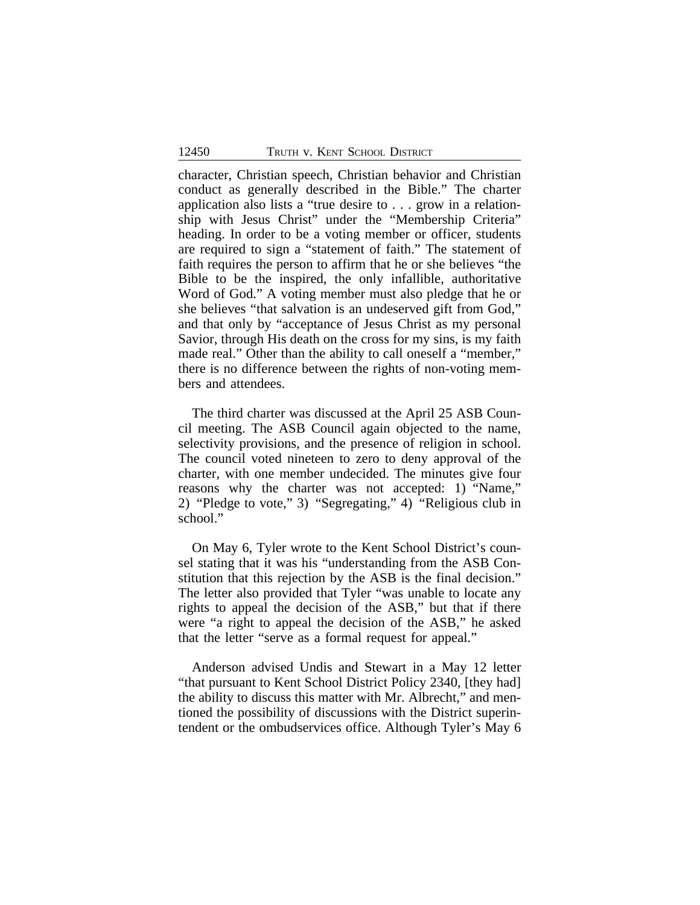character, Christian speech, Christian behavior and Christian conduct as generally described in the Bible." The charter application also lists a "true desire to . . . grow in a relationship with Jesus Christ" under the "Membership Criteria" heading. In order to be a voting member or officer, students are required to sign a "statement of faith." The statement of faith requires the person to affirm that he or she believes "the Bible to be the inspired, the only infallible, authoritative Word of God." A voting member must also pledge that he or she believes "that salvation is an undeserved gift from God," and that only by "acceptance of Jesus Christ as my personal Savior, through His death on the cross for my sins, is my faith made real." Other than the ability to call oneself a "member," there is no difference between the rights of non-voting members and attendees.

The third charter was discussed at the April 25 ASB Council meeting. The ASB Council again objected to the name, selectivity provisions, and the presence of religion in school. The council voted nineteen to zero to deny approval of the charter, with one member undecided. The minutes give four reasons why the charter was not accepted: 1) "Name," 2) "Pledge to vote," 3) "Segregating," 4) "Religious club in school."

On May 6, Tyler wrote to the Kent School District's counsel stating that it was his "understanding from the ASB Constitution that this rejection by the ASB is the final decision." The letter also provided that Tyler "was unable to locate any rights to appeal the decision of the ASB," but that if there were "a right to appeal the decision of the ASB," he asked that the letter "serve as a formal request for appeal."

Anderson advised Undis and Stewart in a May 12 letter "that pursuant to Kent School District Policy 2340, [they had] the ability to discuss this matter with Mr. Albrecht," and mentioned the possibility of discussions with the District superintendent or the ombudservices office. Although Tyler's May 6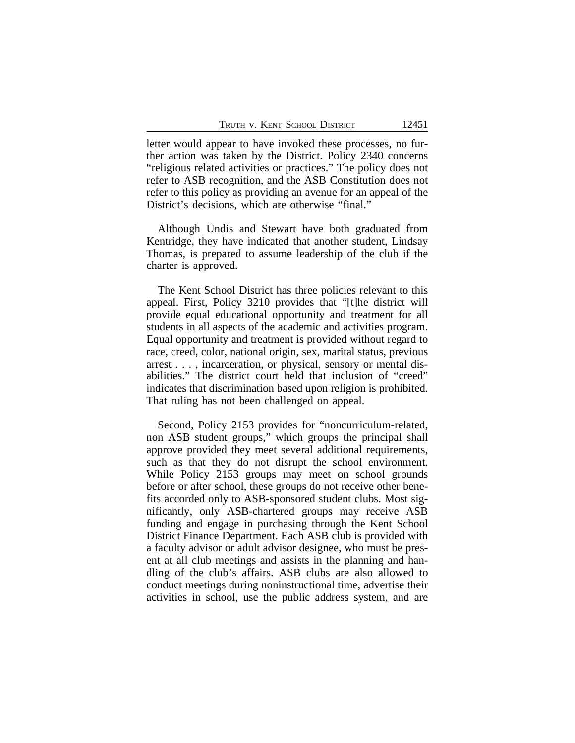letter would appear to have invoked these processes, no further action was taken by the District. Policy 2340 concerns "religious related activities or practices." The policy does not refer to ASB recognition, and the ASB Constitution does not refer to this policy as providing an avenue for an appeal of the District's decisions, which are otherwise "final."

Although Undis and Stewart have both graduated from Kentridge, they have indicated that another student, Lindsay Thomas, is prepared to assume leadership of the club if the charter is approved.

The Kent School District has three policies relevant to this appeal. First, Policy 3210 provides that "[t]he district will provide equal educational opportunity and treatment for all students in all aspects of the academic and activities program. Equal opportunity and treatment is provided without regard to race, creed, color, national origin, sex, marital status, previous arrest . . . , incarceration, or physical, sensory or mental disabilities." The district court held that inclusion of "creed" indicates that discrimination based upon religion is prohibited. That ruling has not been challenged on appeal.

Second, Policy 2153 provides for "noncurriculum-related, non ASB student groups," which groups the principal shall approve provided they meet several additional requirements, such as that they do not disrupt the school environment. While Policy 2153 groups may meet on school grounds before or after school, these groups do not receive other benefits accorded only to ASB-sponsored student clubs. Most significantly, only ASB-chartered groups may receive ASB funding and engage in purchasing through the Kent School District Finance Department. Each ASB club is provided with a faculty advisor or adult advisor designee, who must be present at all club meetings and assists in the planning and handling of the club's affairs. ASB clubs are also allowed to conduct meetings during noninstructional time, advertise their activities in school, use the public address system, and are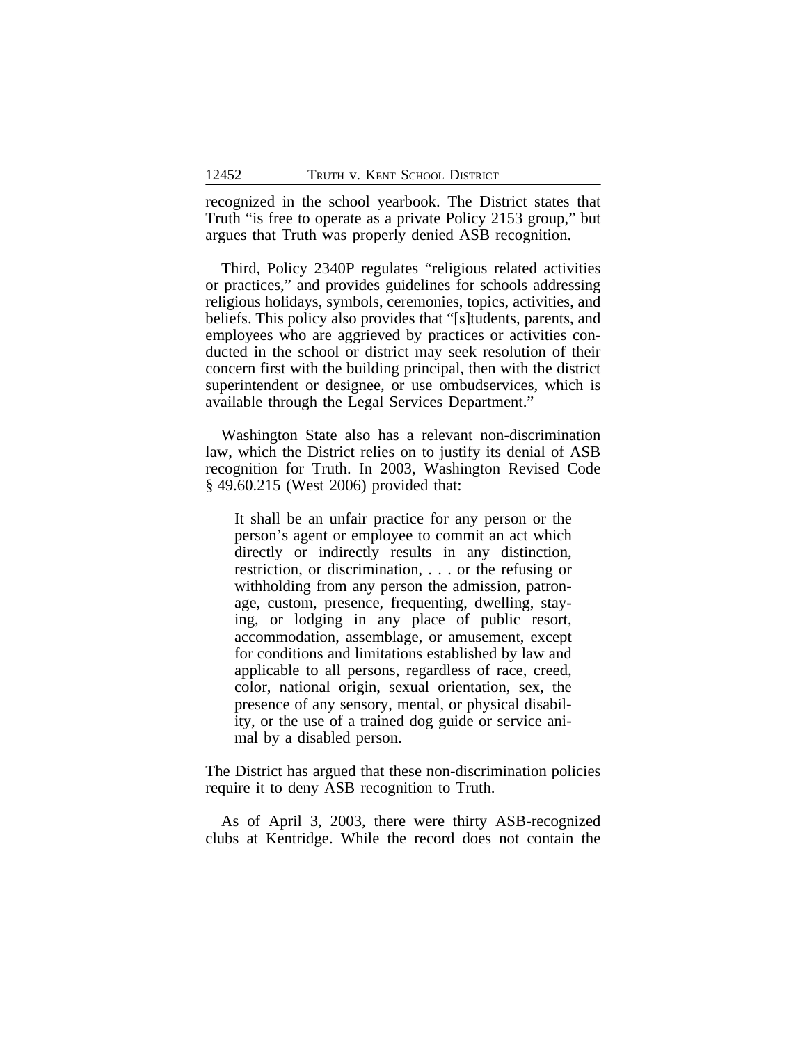recognized in the school yearbook. The District states that Truth "is free to operate as a private Policy 2153 group," but argues that Truth was properly denied ASB recognition.

Third, Policy 2340P regulates "religious related activities or practices," and provides guidelines for schools addressing religious holidays, symbols, ceremonies, topics, activities, and beliefs. This policy also provides that "[s]tudents, parents, and employees who are aggrieved by practices or activities conducted in the school or district may seek resolution of their concern first with the building principal, then with the district superintendent or designee, or use ombudservices, which is available through the Legal Services Department."

Washington State also has a relevant non-discrimination law, which the District relies on to justify its denial of ASB recognition for Truth. In 2003, Washington Revised Code § 49.60.215 (West 2006) provided that:

> It shall be an unfair practice for any person or the person's agent or employee to commit an act which directly or indirectly results in any distinction, restriction, or discrimination, . . . or the refusing or withholding from any person the admission, patronage, custom, presence, frequenting, dwelling, staying, or lodging in any place of public resort, accommodation, assemblage, or amusement, except for conditions and limitations established by law and applicable to all persons, regardless of race, creed, color, national origin, sexual orientation, sex, the presence of any sensory, mental, or physical disability, or the use of a trained dog guide or service animal by a disabled person.

The District has argued that these non-discrimination policies require it to deny ASB recognition to Truth.

As of April 3, 2003, there were thirty ASB-recognized clubs at Kentridge. While the record does not contain the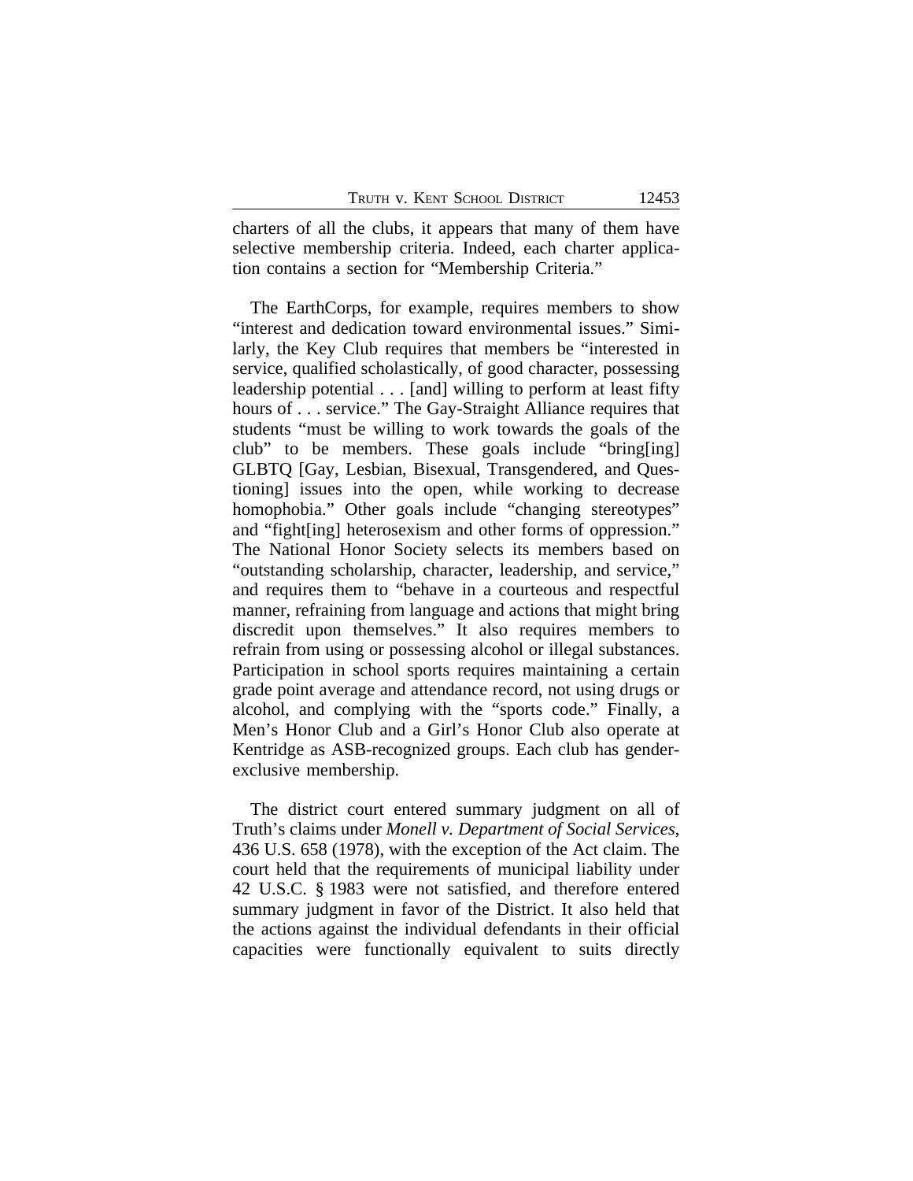charters of all the clubs, it appears that many of them have selective membership criteria. Indeed, each charter application contains a section for "Membership Criteria."

The EarthCorps, for example, requires members to show "interest and dedication toward environmental issues." Similarly, the Key Club requires that members be "interested in service, qualified scholastically, of good character, possessing leadership potential . . . [and] willing to perform at least fifty hours of . . . service." The Gay-Straight Alliance requires that students "must be willing to work towards the goals of the club" to be members. These goals include "bring[ing] GLBTQ [Gay, Lesbian, Bisexual, Transgendered, and Questioning] issues into the open, while working to decrease homophobia." Other goals include "changing stereotypes" and "fight[ing] heterosexism and other forms of oppression." The National Honor Society selects its members based on "outstanding scholarship, character, leadership, and service," and requires them to "behave in a courteous and respectful manner, refraining from language and actions that might bring discredit upon themselves." It also requires members to refrain from using or possessing alcohol or illegal substances. Participation in school sports requires maintaining a certain grade point average and attendance record, not using drugs or alcohol, and complying with the "sports code." Finally, a Men's Honor Club and a Girl's Honor Club also operate at Kentridge as ASB-recognized groups. Each club has gender-exclusive membership.

The district court entered summary judgment on all of Truth's claims under *Monell v. Department of Social Services*, 436 U.S. 658 (1978), with the exception of the Act claim. The court held that the requirements of municipal liability under 42 U.S.C. § 1983 were not satisfied, and therefore entered summary judgment in favor of the District. It also held that the actions against the individual defendants in their official capacities were functionally equivalent to suits directly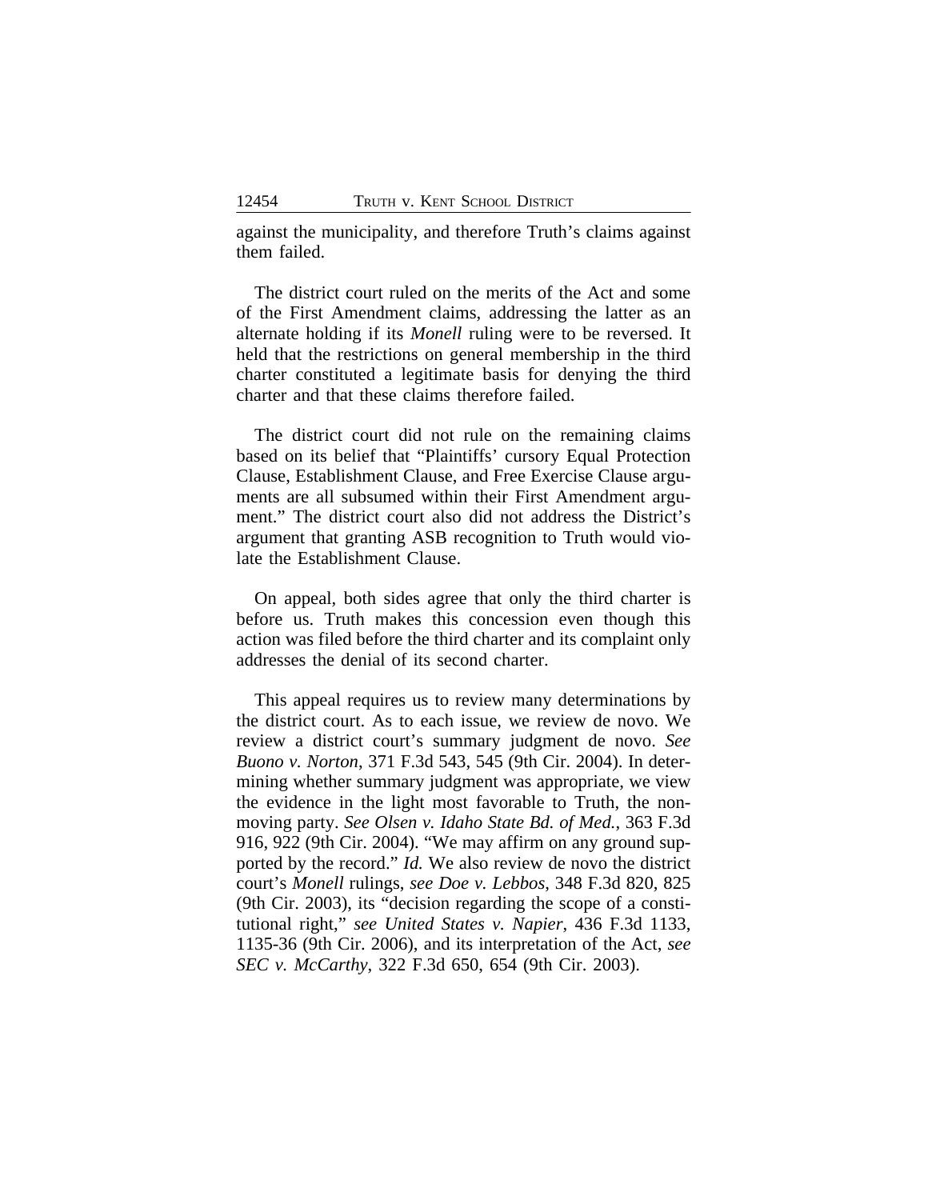against the municipality, and therefore Truth's claims against them failed.

The district court ruled on the merits of the Act and some of the First Amendment claims, addressing the latter as an alternate holding if its *Monell* ruling were to be reversed. It held that the restrictions on general membership in the third charter constituted a legitimate basis for denying the third charter and that these claims therefore failed.

The district court did not rule on the remaining claims based on its belief that "Plaintiffs' cursory Equal Protection Clause, Establishment Clause, and Free Exercise Clause arguments are all subsumed within their First Amendment argument." The district court also did not address the District's argument that granting ASB recognition to Truth would violate the Establishment Clause.

On appeal, both sides agree that only the third charter is before us. Truth makes this concession even though this action was filed before the third charter and its complaint only addresses the denial of its second charter.

This appeal requires us to review many determinations by the district court. As to each issue, we review de novo. We review a district court's summary judgment de novo. *See Buono v. Norton*, 371 F.3d 543, 545 (9th Cir. 2004). In determining whether summary judgment was appropriate, we view the evidence in the light most favorable to Truth, the non-moving party. *See Olsen v. Idaho State Bd. of Med.*, 363 F.3d 916, 922 (9th Cir. 2004). "We may affirm on any ground supported by the record." *Id.* We also review de novo the district court's *Monell* rulings, *see Doe v. Lebbos*, 348 F.3d 820, 825 (9th Cir. 2003), its "decision regarding the scope of a constitutional right," *see United States v. Napier*, 436 F.3d 1133, 1135-36 (9th Cir. 2006), and its interpretation of the Act, *see SEC v. McCarthy*, 322 F.3d 650, 654 (9th Cir. 2003).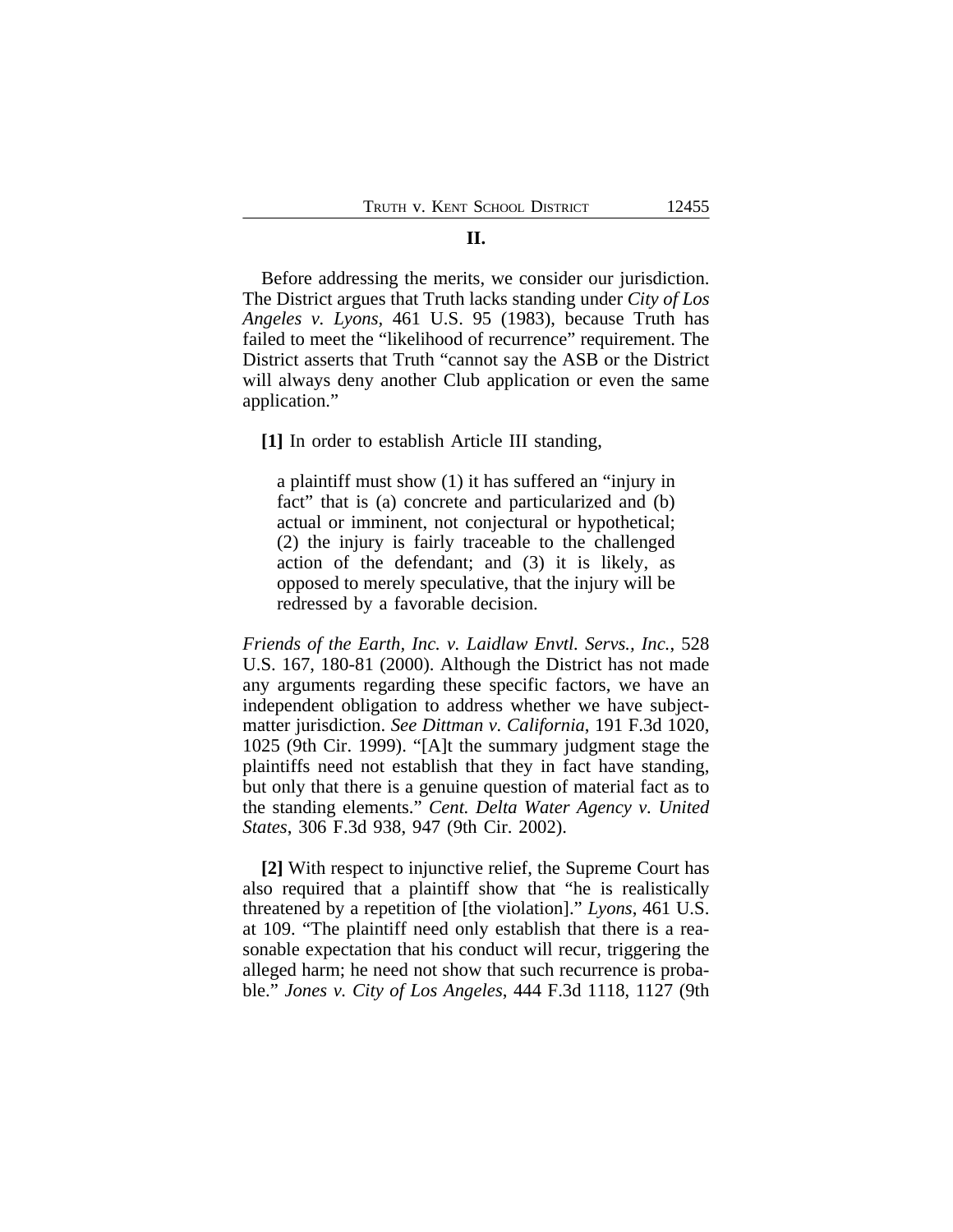## II.

Before addressing the merits, we consider our jurisdiction. The District argues that Truth lacks standing under *City of Los Angeles v. Lyons*, 461 U.S. 95 (1983), because Truth has failed to meet the "likelihood of recurrence" requirement. The District asserts that Truth "cannot say the ASB or the District will always deny another Club application or even the same application."

**[1]** In order to establish Article III standing,

> a plaintiff must show (1) it has suffered an "injury in fact" that is (a) concrete and particularized and (b) actual or imminent, not conjectural or hypothetical; (2) the injury is fairly traceable to the challenged action of the defendant; and (3) it is likely, as opposed to merely speculative, that the injury will be redressed by a favorable decision.

*Friends of the Earth, Inc. v. Laidlaw Envtl. Servs., Inc.*, 528 U.S. 167, 180-81 (2000). Although the District has not made any arguments regarding these specific factors, we have an independent obligation to address whether we have subject-matter jurisdiction. *See Dittman v. California*, 191 F.3d 1020, 1025 (9th Cir. 1999). "[A]t the summary judgment stage the plaintiffs need not establish that they in fact have standing, but only that there is a genuine question of material fact as to the standing elements." *Cent. Delta Water Agency v. United States*, 306 F.3d 938, 947 (9th Cir. 2002).

**[2]** With respect to injunctive relief, the Supreme Court has also required that a plaintiff show that "he is realistically threatened by a repetition of [the violation]." *Lyons*, 461 U.S. at 109. "The plaintiff need only establish that there is a reasonable expectation that his conduct will recur, triggering the alleged harm; he need not show that such recurrence is probable." *Jones v. City of Los Angeles*, 444 F.3d 1118, 1127 (9th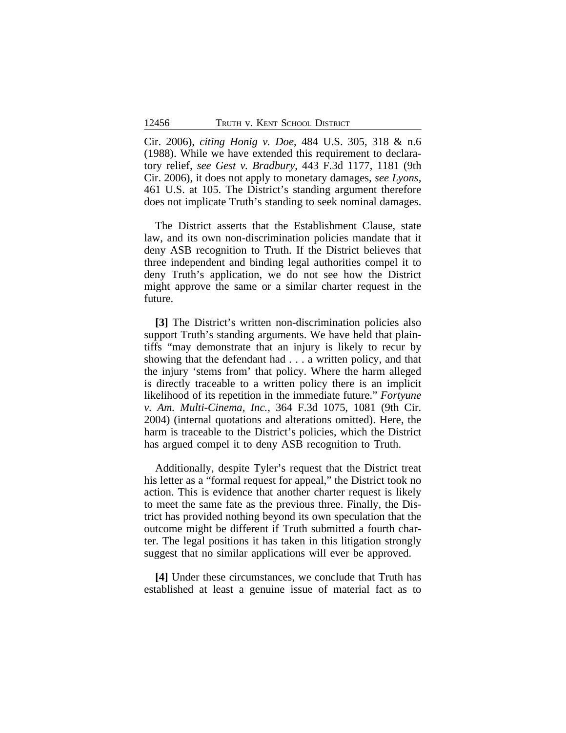Cir. 2006), *citing Honig v. Doe*, 484 U.S. 305, 318 & n.6 (1988). While we have extended this requirement to declaratory relief, *see Gest v. Bradbury*, 443 F.3d 1177, 1181 (9th Cir. 2006), it does not apply to monetary damages, *see Lyons*, 461 U.S. at 105. The District's standing argument therefore does not implicate Truth's standing to seek nominal damages.

The District asserts that the Establishment Clause, state law, and its own non-discrimination policies mandate that it deny ASB recognition to Truth. If the District believes that three independent and binding legal authorities compel it to deny Truth's application, we do not see how the District might approve the same or a similar charter request in the future.

**[3]** The District's written non-discrimination policies also support Truth's standing arguments. We have held that plaintiffs "may demonstrate that an injury is likely to recur by showing that the defendant had . . . a written policy, and that the injury 'stems from' that policy. Where the harm alleged is directly traceable to a written policy there is an implicit likelihood of its repetition in the immediate future." *Fortyune v. Am. Multi-Cinema, Inc.*, 364 F.3d 1075, 1081 (9th Cir. 2004) (internal quotations and alterations omitted). Here, the harm is traceable to the District's policies, which the District has argued compel it to deny ASB recognition to Truth.

Additionally, despite Tyler's request that the District treat his letter as a "formal request for appeal," the District took no action. This is evidence that another charter request is likely to meet the same fate as the previous three. Finally, the District has provided nothing beyond its own speculation that the outcome might be different if Truth submitted a fourth charter. The legal positions it has taken in this litigation strongly suggest that no similar applications will ever be approved.

**[4]** Under these circumstances, we conclude that Truth has established at least a genuine issue of material fact as to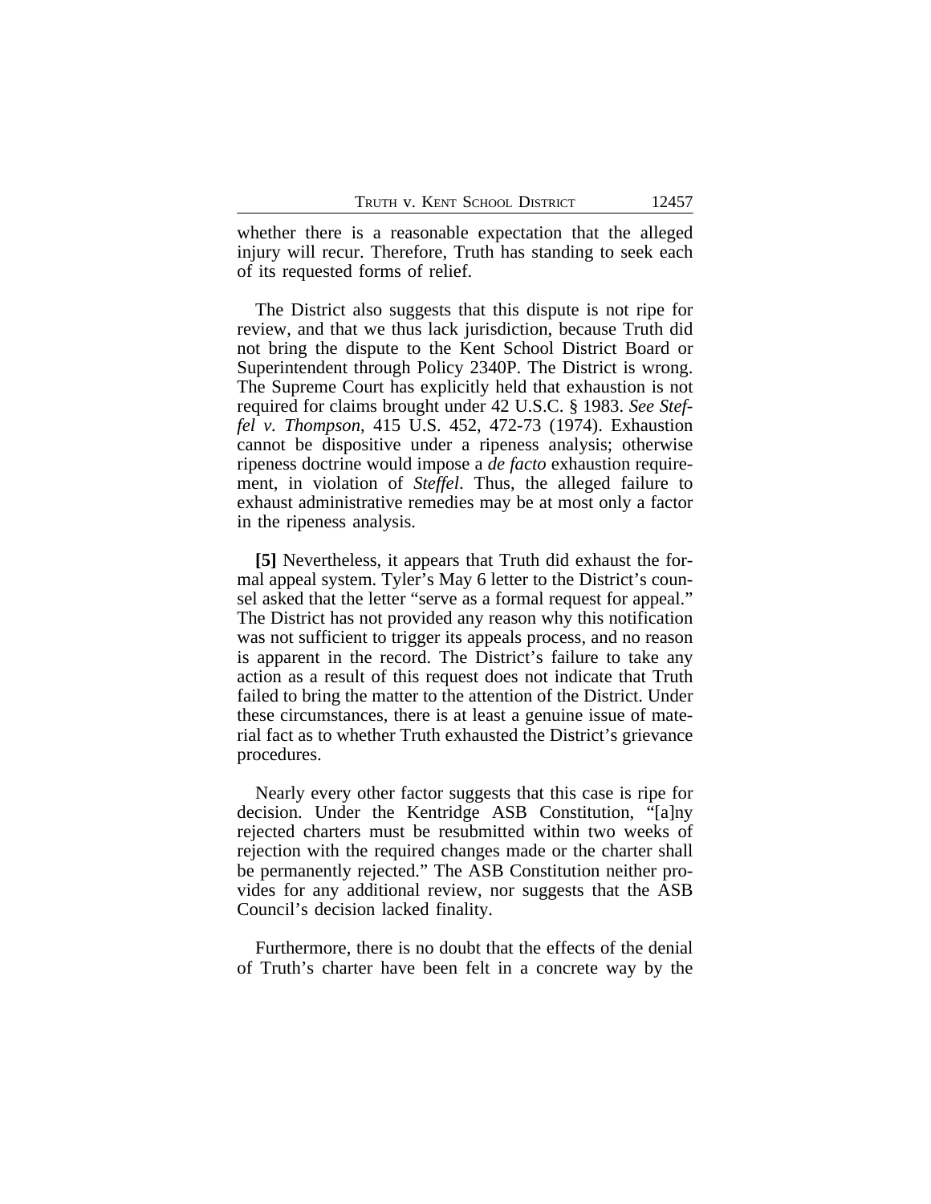whether there is a reasonable expectation that the alleged injury will recur. Therefore, Truth has standing to seek each of its requested forms of relief.

The District also suggests that this dispute is not ripe for review, and that we thus lack jurisdiction, because Truth did not bring the dispute to the Kent School District Board or Superintendent through Policy 2340P. The District is wrong. The Supreme Court has explicitly held that exhaustion is not required for claims brought under 42 U.S.C. § 1983. *See Steffel v. Thompson*, 415 U.S. 452, 472-73 (1974). Exhaustion cannot be dispositive under a ripeness analysis; otherwise ripeness doctrine would impose a *de facto* exhaustion requirement, in violation of *Steffel*. Thus, the alleged failure to exhaust administrative remedies may be at most only a factor in the ripeness analysis.

**[5]** Nevertheless, it appears that Truth did exhaust the formal appeal system. Tyler's May 6 letter to the District's counsel asked that the letter "serve as a formal request for appeal." The District has not provided any reason why this notification was not sufficient to trigger its appeals process, and no reason is apparent in the record. The District's failure to take any action as a result of this request does not indicate that Truth failed to bring the matter to the attention of the District. Under these circumstances, there is at least a genuine issue of material fact as to whether Truth exhausted the District's grievance procedures.

Nearly every other factor suggests that this case is ripe for decision. Under the Kentridge ASB Constitution, "[a]ny rejected charters must be resubmitted within two weeks of rejection with the required changes made or the charter shall be permanently rejected." The ASB Constitution neither provides for any additional review, nor suggests that the ASB Council's decision lacked finality.

Furthermore, there is no doubt that the effects of the denial of Truth's charter have been felt in a concrete way by the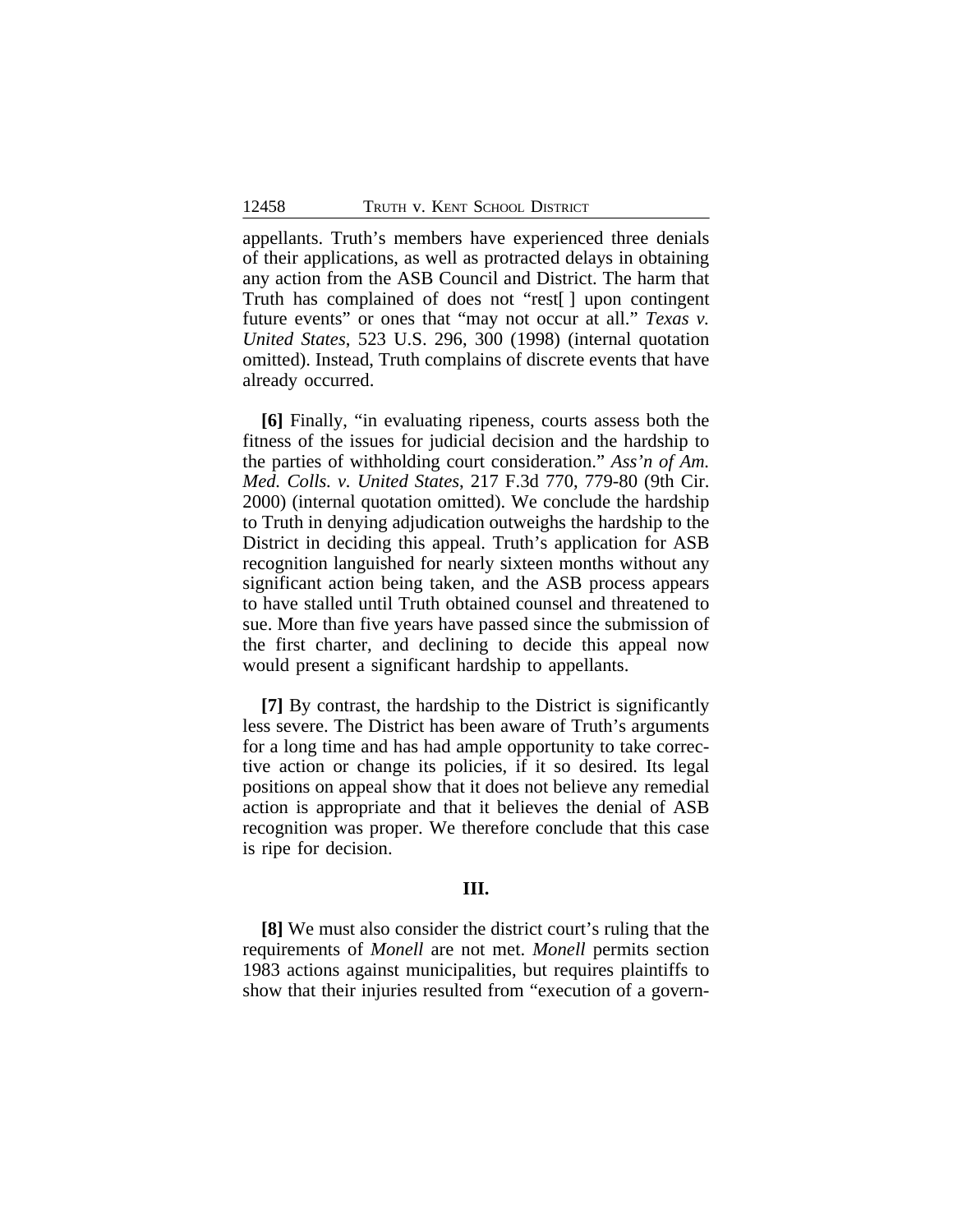appellants. Truth's members have experienced three denials of their applications, as well as protracted delays in obtaining any action from the ASB Council and District. The harm that Truth has complained of does not "rest[ ] upon contingent future events" or ones that "may not occur at all." *Texas v. United States*, 523 U.S. 296, 300 (1998) (internal quotation omitted). Instead, Truth complains of discrete events that have already occurred.

**[6]** Finally, "in evaluating ripeness, courts assess both the fitness of the issues for judicial decision and the hardship to the parties of withholding court consideration." *Ass'n of Am. Med. Colls. v. United States*, 217 F.3d 770, 779-80 (9th Cir. 2000) (internal quotation omitted). We conclude the hardship to Truth in denying adjudication outweighs the hardship to the District in deciding this appeal. Truth's application for ASB recognition languished for nearly sixteen months without any significant action being taken, and the ASB process appears to have stalled until Truth obtained counsel and threatened to sue. More than five years have passed since the submission of the first charter, and declining to decide this appeal now would present a significant hardship to appellants.

**[7]** By contrast, the hardship to the District is significantly less severe. The District has been aware of Truth's arguments for a long time and has had ample opportunity to take corrective action or change its policies, if it so desired. Its legal positions on appeal show that it does not believe any remedial action is appropriate and that it believes the denial of ASB recognition was proper. We therefore conclude that this case is ripe for decision.

## III.

**[8]** We must also consider the district court's ruling that the requirements of *Monell* are not met. *Monell* permits section 1983 actions against municipalities, but requires plaintiffs to show that their injuries resulted from "execution of a govern-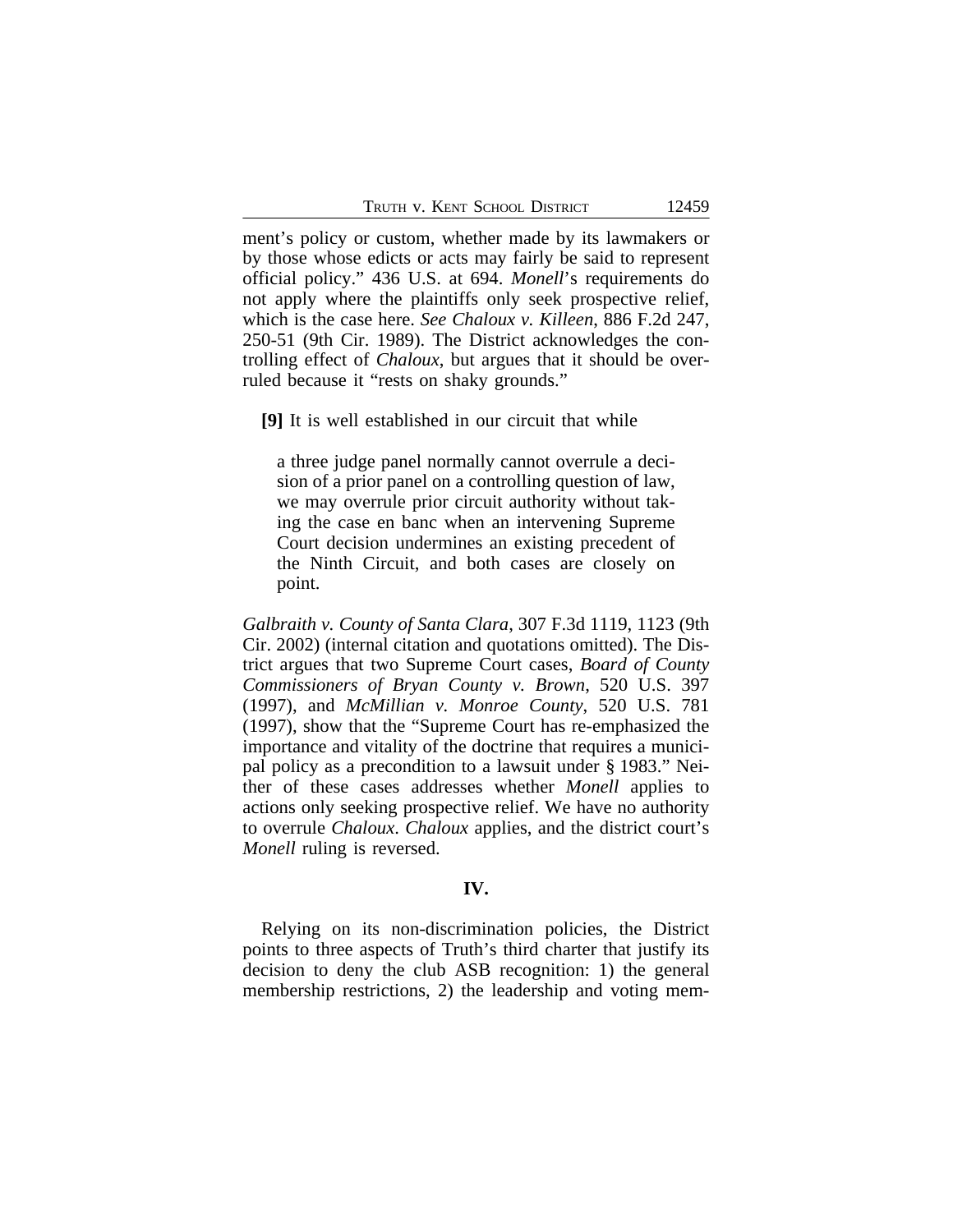ment's policy or custom, whether made by its lawmakers or by those whose edicts or acts may fairly be said to represent official policy." 436 U.S. at 694. *Monell*'s requirements do not apply where the plaintiffs only seek prospective relief, which is the case here. *See Chaloux v. Killeen*, 886 F.2d 247, 250-51 (9th Cir. 1989). The District acknowledges the controlling effect of *Chaloux*, but argues that it should be overruled because it "rests on shaky grounds."

**[9]** It is well established in our circuit that while

> a three judge panel normally cannot overrule a decision of a prior panel on a controlling question of law, we may overrule prior circuit authority without taking the case en banc when an intervening Supreme Court decision undermines an existing precedent of the Ninth Circuit, and both cases are closely on point.

*Galbraith v. County of Santa Clara*, 307 F.3d 1119, 1123 (9th Cir. 2002) (internal citation and quotations omitted). The District argues that two Supreme Court cases, *Board of County Commissioners of Bryan County v. Brown*, 520 U.S. 397 (1997), and *McMillian v. Monroe County*, 520 U.S. 781 (1997), show that the "Supreme Court has re-emphasized the importance and vitality of the doctrine that requires a municipal policy as a precondition to a lawsuit under § 1983." Neither of these cases addresses whether *Monell* applies to actions only seeking prospective relief. We have no authority to overrule *Chaloux*. *Chaloux* applies, and the district court's *Monell* ruling is reversed.

## IV.

Relying on its non-discrimination policies, the District points to three aspects of Truth's third charter that justify its decision to deny the club ASB recognition: 1) the general membership restrictions, 2) the leadership and voting mem-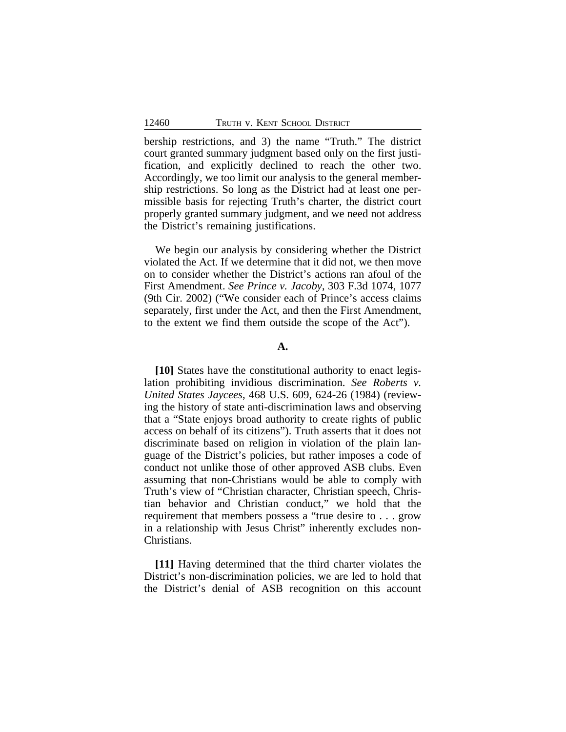bership restrictions, and 3) the name "Truth." The district court granted summary judgment based only on the first justification, and explicitly declined to reach the other two. Accordingly, we too limit our analysis to the general membership restrictions. So long as the District had at least one permissible basis for rejecting Truth's charter, the district court properly granted summary judgment, and we need not address the District's remaining justifications.

We begin our analysis by considering whether the District violated the Act. If we determine that it did not, we then move on to consider whether the District's actions ran afoul of the First Amendment. *See Prince v. Jacoby*, 303 F.3d 1074, 1077 (9th Cir. 2002) ("We consider each of Prince's access claims separately, first under the Act, and then the First Amendment, to the extent we find them outside the scope of the Act").

**A.**

**[10]** States have the constitutional authority to enact legislation prohibiting invidious discrimination. *See Roberts v. United States Jaycees*, 468 U.S. 609, 624-26 (1984) (reviewing the history of state anti-discrimination laws and observing that a "State enjoys broad authority to create rights of public access on behalf of its citizens"). Truth asserts that it does not discriminate based on religion in violation of the plain language of the District's policies, but rather imposes a code of conduct not unlike those of other approved ASB clubs. Even assuming that non-Christians would be able to comply with Truth's view of "Christian character, Christian speech, Christian behavior and Christian conduct," we hold that the requirement that members possess a "true desire to . . . grow in a relationship with Jesus Christ" inherently excludes non-Christians.

**[11]** Having determined that the third charter violates the District's non-discrimination policies, we are led to hold that the District's denial of ASB recognition on this account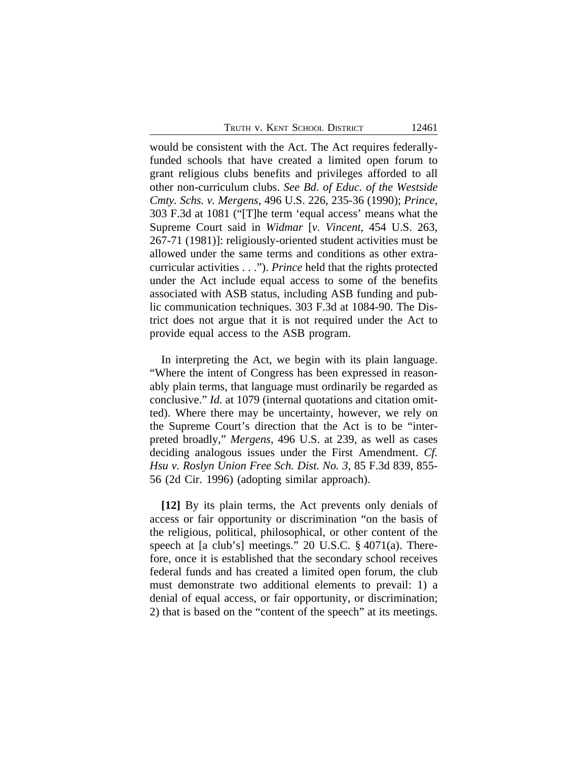would be consistent with the Act. The Act requires federally-funded schools that have created a limited open forum to grant religious clubs benefits and privileges afforded to all other non-curriculum clubs. *See Bd. of Educ. of the Westside Cmty. Schs. v. Mergens*, 496 U.S. 226, 235-36 (1990); *Prince*, 303 F.3d at 1081 ("[T]he term 'equal access' means what the Supreme Court said in *Widmar* [*v. Vincent*, 454 U.S. 263, 267-71 (1981)]: religiously-oriented student activities must be allowed under the same terms and conditions as other extra-curricular activities . . ."). *Prince* held that the rights protected under the Act include equal access to some of the benefits associated with ASB status, including ASB funding and public communication techniques. 303 F.3d at 1084-90. The District does not argue that it is not required under the Act to provide equal access to the ASB program.

In interpreting the Act, we begin with its plain language. "Where the intent of Congress has been expressed in reasonably plain terms, that language must ordinarily be regarded as conclusive." *Id.* at 1079 (internal quotations and citation omitted). Where there may be uncertainty, however, we rely on the Supreme Court's direction that the Act is to be "interpreted broadly," *Mergens*, 496 U.S. at 239, as well as cases deciding analogous issues under the First Amendment. *Cf. Hsu v. Roslyn Union Free Sch. Dist. No. 3*, 85 F.3d 839, 855-56 (2d Cir. 1996) (adopting similar approach).

**[12]** By its plain terms, the Act prevents only denials of access or fair opportunity or discrimination "on the basis of the religious, political, philosophical, or other content of the speech at [a club's] meetings." 20 U.S.C. § 4071(a). Therefore, once it is established that the secondary school receives federal funds and has created a limited open forum, the club must demonstrate two additional elements to prevail: 1) a denial of equal access, or fair opportunity, or discrimination; 2) that is based on the "content of the speech" at its meetings.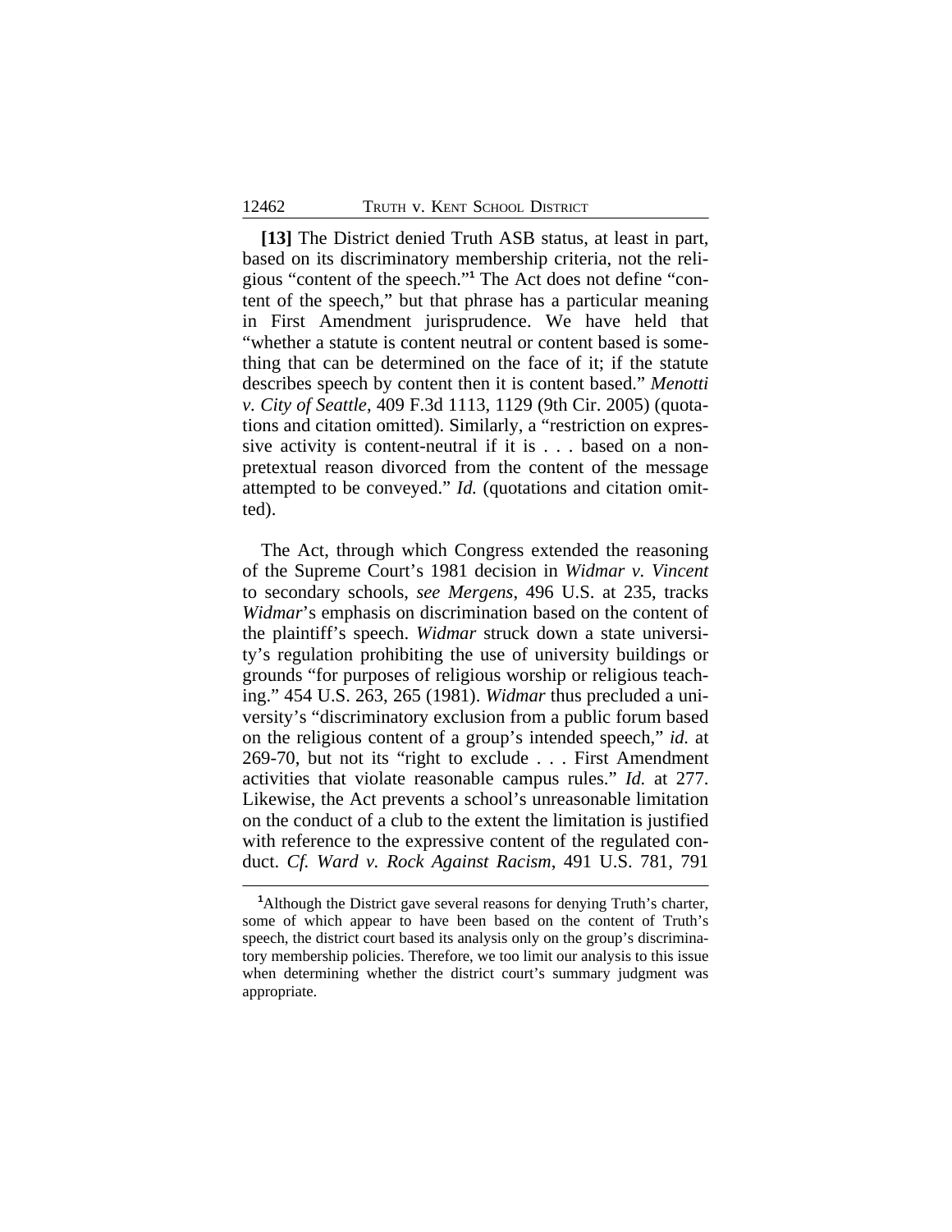**[13]** The District denied Truth ASB status, at least in part, based on its discriminatory membership criteria, not the religious "content of the speech."[1] The Act does not define "content of the speech," but that phrase has a particular meaning in First Amendment jurisprudence. We have held that "whether a statute is content neutral or content based is something that can be determined on the face of it; if the statute describes speech by content then it is content based." *Menotti v. City of Seattle*, 409 F.3d 1113, 1129 (9th Cir. 2005) (quotations and citation omitted). Similarly, a "restriction on expressive activity is content-neutral if it is . . . based on a non-pretextual reason divorced from the content of the message attempted to be conveyed." *Id.* (quotations and citation omitted).

The Act, through which Congress extended the reasoning of the Supreme Court's 1981 decision in *Widmar v. Vincent* to secondary schools, *see Mergens*, 496 U.S. at 235, tracks *Widmar*'s emphasis on discrimination based on the content of the plaintiff's speech. *Widmar* struck down a state university's regulation prohibiting the use of university buildings or grounds "for purposes of religious worship or religious teaching." 454 U.S. 263, 265 (1981). *Widmar* thus precluded a university's "discriminatory exclusion from a public forum based on the religious content of a group's intended speech," *id.* at 269-70, but not its "right to exclude . . . First Amendment activities that violate reasonable campus rules." *Id.* at 277. Likewise, the Act prevents a school's unreasonable limitation on the conduct of a club to the extent the limitation is justified with reference to the expressive content of the regulated conduct. *Cf. Ward v. Rock Against Racism*, 491 U.S. 781, 791

[1]Although the District gave several reasons for denying Truth's charter, some of which appear to have been based on the content of Truth's speech, the district court based its analysis only on the group's discriminatory membership policies. Therefore, we too limit our analysis to this issue when determining whether the district court's summary judgment was appropriate.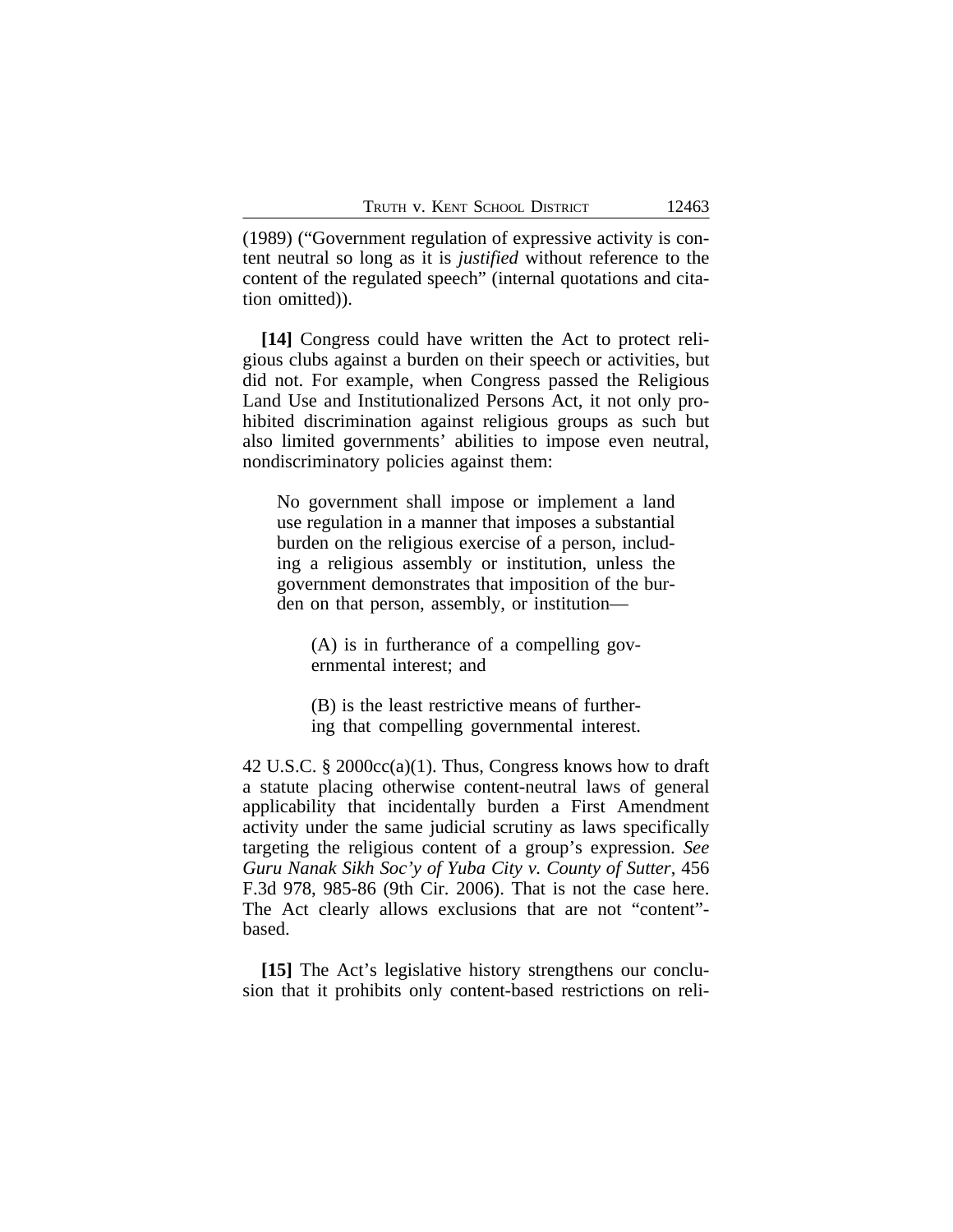(1989) ("Government regulation of expressive activity is content neutral so long as it is *justified* without reference to the content of the regulated speech" (internal quotations and citation omitted)).

**[14]** Congress could have written the Act to protect religious clubs against a burden on their speech or activities, but did not. For example, when Congress passed the Religious Land Use and Institutionalized Persons Act, it not only prohibited discrimination against religious groups as such but also limited governments' abilities to impose even neutral, nondiscriminatory policies against them:

> No government shall impose or implement a land use regulation in a manner that imposes a substantial burden on the religious exercise of a person, including a religious assembly or institution, unless the government demonstrates that imposition of the burden on that person, assembly, or institution—
>
> > (A) is in furtherance of a compelling governmental interest; and
> >
> > (B) is the least restrictive means of furthering that compelling governmental interest.

42 U.S.C. § 2000cc(a)(1). Thus, Congress knows how to draft a statute placing otherwise content-neutral laws of general applicability that incidentally burden a First Amendment activity under the same judicial scrutiny as laws specifically targeting the religious content of a group's expression. *See Guru Nanak Sikh Soc'y of Yuba City v. County of Sutter*, 456 F.3d 978, 985-86 (9th Cir. 2006). That is not the case here. The Act clearly allows exclusions that are not "content"-based.

**[15]** The Act's legislative history strengthens our conclusion that it prohibits only content-based restrictions on reli-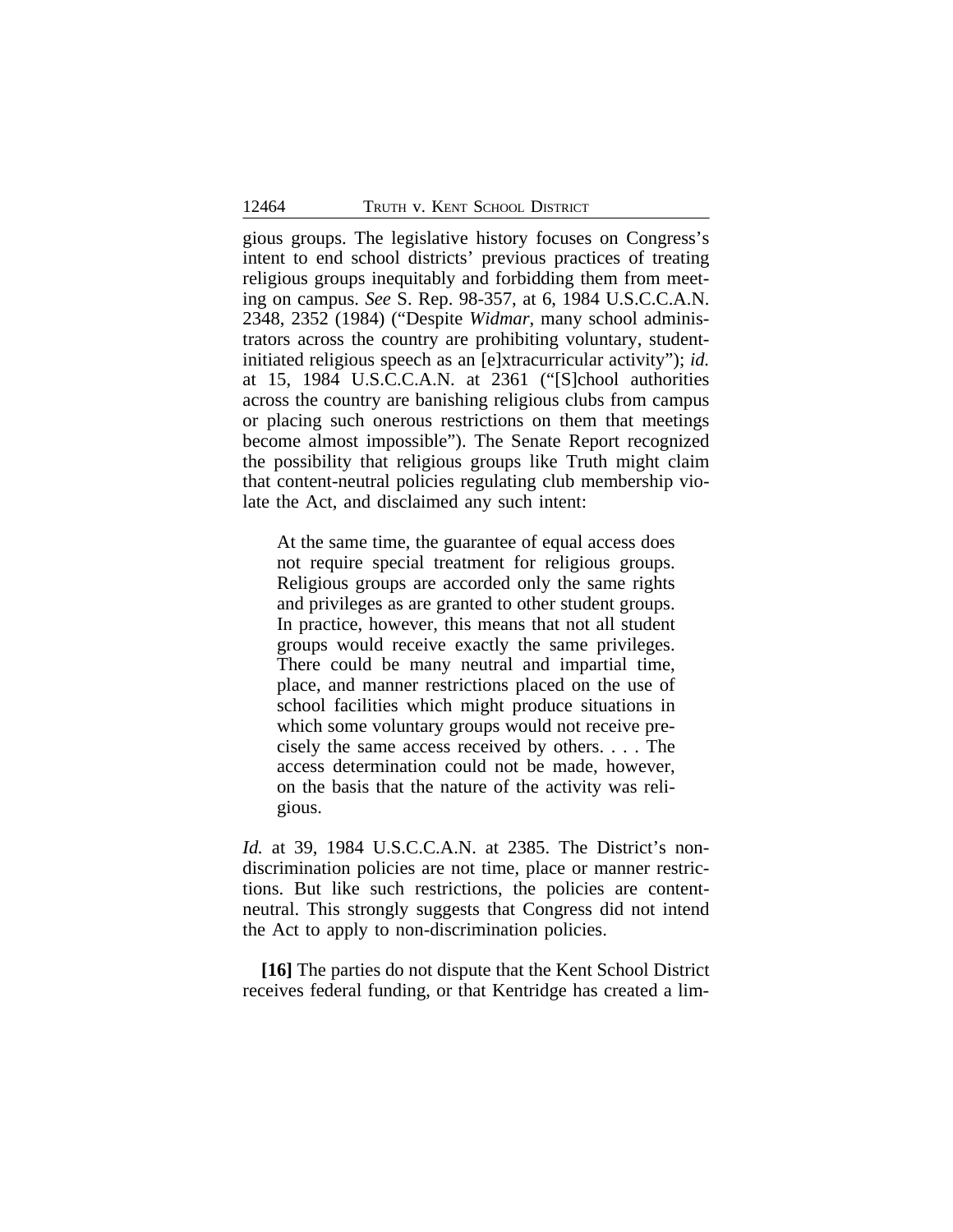gious groups. The legislative history focuses on Congress's intent to end school districts' previous practices of treating religious groups inequitably and forbidding them from meeting on campus. *See* S. Rep. 98-357, at 6, 1984 U.S.C.C.A.N. 2348, 2352 (1984) ("Despite *Widmar*, many school administrators across the country are prohibiting voluntary, student-initiated religious speech as an [e]xtracurricular activity"); *id.* at 15, 1984 U.S.C.C.A.N. at 2361 ("[S]chool authorities across the country are banishing religious clubs from campus or placing such onerous restrictions on them that meetings become almost impossible"). The Senate Report recognized the possibility that religious groups like Truth might claim that content-neutral policies regulating club membership violate the Act, and disclaimed any such intent:

> At the same time, the guarantee of equal access does not require special treatment for religious groups. Religious groups are accorded only the same rights and privileges as are granted to other student groups. In practice, however, this means that not all student groups would receive exactly the same privileges. There could be many neutral and impartial time, place, and manner restrictions placed on the use of school facilities which might produce situations in which some voluntary groups would not receive precisely the same access received by others. . . . The access determination could not be made, however, on the basis that the nature of the activity was religious.

*Id.* at 39, 1984 U.S.C.C.A.N. at 2385. The District's non-discrimination policies are not time, place or manner restrictions. But like such restrictions, the policies are content-neutral. This strongly suggests that Congress did not intend the Act to apply to non-discrimination policies.

**[16]** The parties do not dispute that the Kent School District receives federal funding, or that Kentridge has created a lim-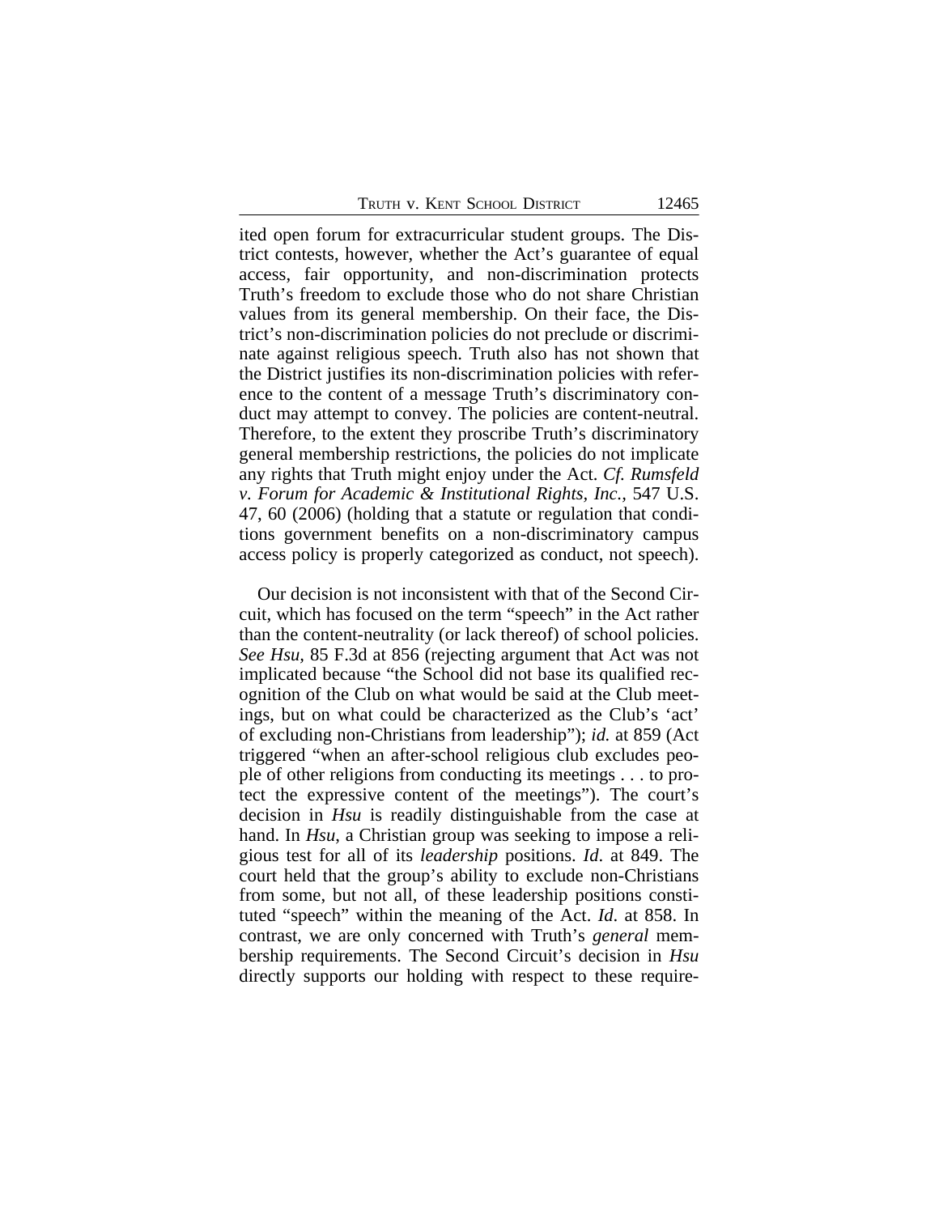ited open forum for extracurricular student groups. The District contests, however, whether the Act's guarantee of equal access, fair opportunity, and non-discrimination protects Truth's freedom to exclude those who do not share Christian values from its general membership. On their face, the District's non-discrimination policies do not preclude or discriminate against religious speech. Truth also has not shown that the District justifies its non-discrimination policies with reference to the content of a message Truth's discriminatory conduct may attempt to convey. The policies are content-neutral. Therefore, to the extent they proscribe Truth's discriminatory general membership restrictions, the policies do not implicate any rights that Truth might enjoy under the Act. *Cf. Rumsfeld v. Forum for Academic & Institutional Rights, Inc.*, 547 U.S. 47, 60 (2006) (holding that a statute or regulation that conditions government benefits on a non-discriminatory campus access policy is properly categorized as conduct, not speech).

Our decision is not inconsistent with that of the Second Circuit, which has focused on the term "speech" in the Act rather than the content-neutrality (or lack thereof) of school policies. *See Hsu*, 85 F.3d at 856 (rejecting argument that Act was not implicated because "the School did not base its qualified recognition of the Club on what would be said at the Club meetings, but on what could be characterized as the Club's 'act' of excluding non-Christians from leadership"); *id.* at 859 (Act triggered "when an after-school religious club excludes people of other religions from conducting its meetings . . . to protect the expressive content of the meetings"). The court's decision in *Hsu* is readily distinguishable from the case at hand. In *Hsu*, a Christian group was seeking to impose a religious test for all of its *leadership* positions. *Id.* at 849. The court held that the group's ability to exclude non-Christians from some, but not all, of these leadership positions constituted "speech" within the meaning of the Act. *Id.* at 858. In contrast, we are only concerned with Truth's *general* membership requirements. The Second Circuit's decision in *Hsu* directly supports our holding with respect to these require-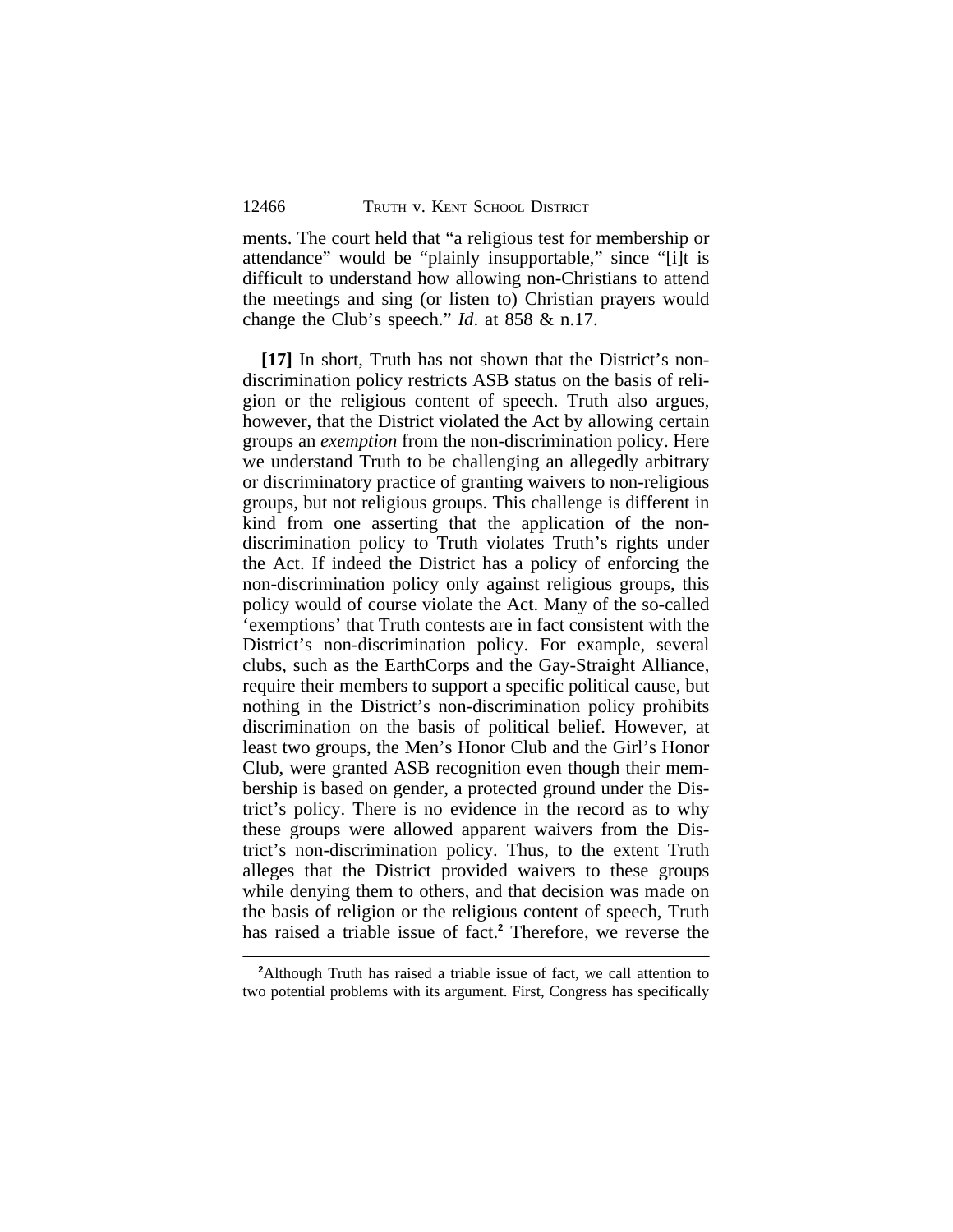ments. The court held that "a religious test for membership or attendance" would be "plainly insupportable," since "[i]t is difficult to understand how allowing non-Christians to attend the meetings and sing (or listen to) Christian prayers would change the Club's speech." *Id*. at 858 & n.17.

**[17]** In short, Truth has not shown that the District's non-discrimination policy restricts ASB status on the basis of religion or the religious content of speech. Truth also argues, however, that the District violated the Act by allowing certain groups an *exemption* from the non-discrimination policy. Here we understand Truth to be challenging an allegedly arbitrary or discriminatory practice of granting waivers to non-religious groups, but not religious groups. This challenge is different in kind from one asserting that the application of the non-discrimination policy to Truth violates Truth's rights under the Act. If indeed the District has a policy of enforcing the non-discrimination policy only against religious groups, this policy would of course violate the Act. Many of the so-called 'exemptions' that Truth contests are in fact consistent with the District's non-discrimination policy. For example, several clubs, such as the EarthCorps and the Gay-Straight Alliance, require their members to support a specific political cause, but nothing in the District's non-discrimination policy prohibits discrimination on the basis of political belief. However, at least two groups, the Men's Honor Club and the Girl's Honor Club, were granted ASB recognition even though their membership is based on gender, a protected ground under the District's policy. There is no evidence in the record as to why these groups were allowed apparent waivers from the District's non-discrimination policy. Thus, to the extent Truth alleges that the District provided waivers to these groups while denying them to others, and that decision was made on the basis of religion or the religious content of speech, Truth has raised a triable issue of fact.[2] Therefore, we reverse the

---

[2]Although Truth has raised a triable issue of fact, we call attention to two potential problems with its argument. First, Congress has specifically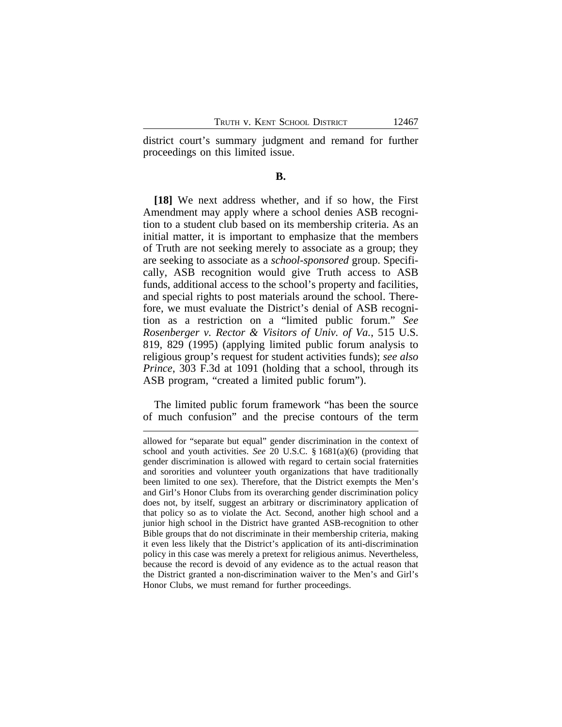district court's summary judgment and remand for further proceedings on this limited issue.

**B.**

**[18]** We next address whether, and if so how, the First Amendment may apply where a school denies ASB recognition to a student club based on its membership criteria. As an initial matter, it is important to emphasize that the members of Truth are not seeking merely to associate as a group; they are seeking to associate as a *school-sponsored* group. Specifically, ASB recognition would give Truth access to ASB funds, additional access to the school's property and facilities, and special rights to post materials around the school. Therefore, we must evaluate the District's denial of ASB recognition as a restriction on a "limited public forum." *See Rosenberger v. Rector & Visitors of Univ. of Va.*, 515 U.S. 819, 829 (1995) (applying limited public forum analysis to religious group's request for student activities funds); *see also Prince*, 303 F.3d at 1091 (holding that a school, through its ASB program, "created a limited public forum").

The limited public forum framework "has been the source of much confusion" and the precise contours of the term

---

allowed for "separate but equal" gender discrimination in the context of school and youth activities. *See* 20 U.S.C. § 1681(a)(6) (providing that gender discrimination is allowed with regard to certain social fraternities and sororities and volunteer youth organizations that have traditionally been limited to one sex). Therefore, that the District exempts the Men's and Girl's Honor Clubs from its overarching gender discrimination policy does not, by itself, suggest an arbitrary or discriminatory application of that policy so as to violate the Act. Second, another high school and a junior high school in the District have granted ASB-recognition to other Bible groups that do not discriminate in their membership criteria, making it even less likely that the District's application of its anti-discrimination policy in this case was merely a pretext for religious animus. Nevertheless, because the record is devoid of any evidence as to the actual reason that the District granted a non-discrimination waiver to the Men's and Girl's Honor Clubs, we must remand for further proceedings.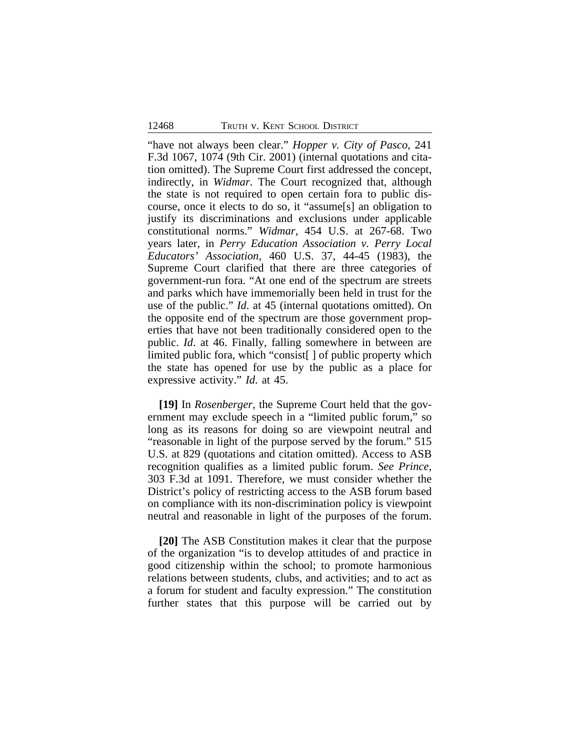"have not always been clear." *Hopper v. City of Pasco*, 241 F.3d 1067, 1074 (9th Cir. 2001) (internal quotations and citation omitted). The Supreme Court first addressed the concept, indirectly, in *Widmar*. The Court recognized that, although the state is not required to open certain fora to public discourse, once it elects to do so, it "assume[s] an obligation to justify its discriminations and exclusions under applicable constitutional norms." *Widmar*, 454 U.S. at 267-68. Two years later, in *Perry Education Association v. Perry Local Educators' Association*, 460 U.S. 37, 44-45 (1983), the Supreme Court clarified that there are three categories of government-run fora. "At one end of the spectrum are streets and parks which have immemorially been held in trust for the use of the public." *Id*. at 45 (internal quotations omitted). On the opposite end of the spectrum are those government properties that have not been traditionally considered open to the public. *Id*. at 46. Finally, falling somewhere in between are limited public fora, which "consist[ ] of public property which the state has opened for use by the public as a place for expressive activity." *Id*. at 45.

**[19]** In *Rosenberger*, the Supreme Court held that the government may exclude speech in a "limited public forum," so long as its reasons for doing so are viewpoint neutral and "reasonable in light of the purpose served by the forum." 515 U.S. at 829 (quotations and citation omitted). Access to ASB recognition qualifies as a limited public forum. *See Prince*, 303 F.3d at 1091. Therefore, we must consider whether the District's policy of restricting access to the ASB forum based on compliance with its non-discrimination policy is viewpoint neutral and reasonable in light of the purposes of the forum.

**[20]** The ASB Constitution makes it clear that the purpose of the organization "is to develop attitudes of and practice in good citizenship within the school; to promote harmonious relations between students, clubs, and activities; and to act as a forum for student and faculty expression." The constitution further states that this purpose will be carried out by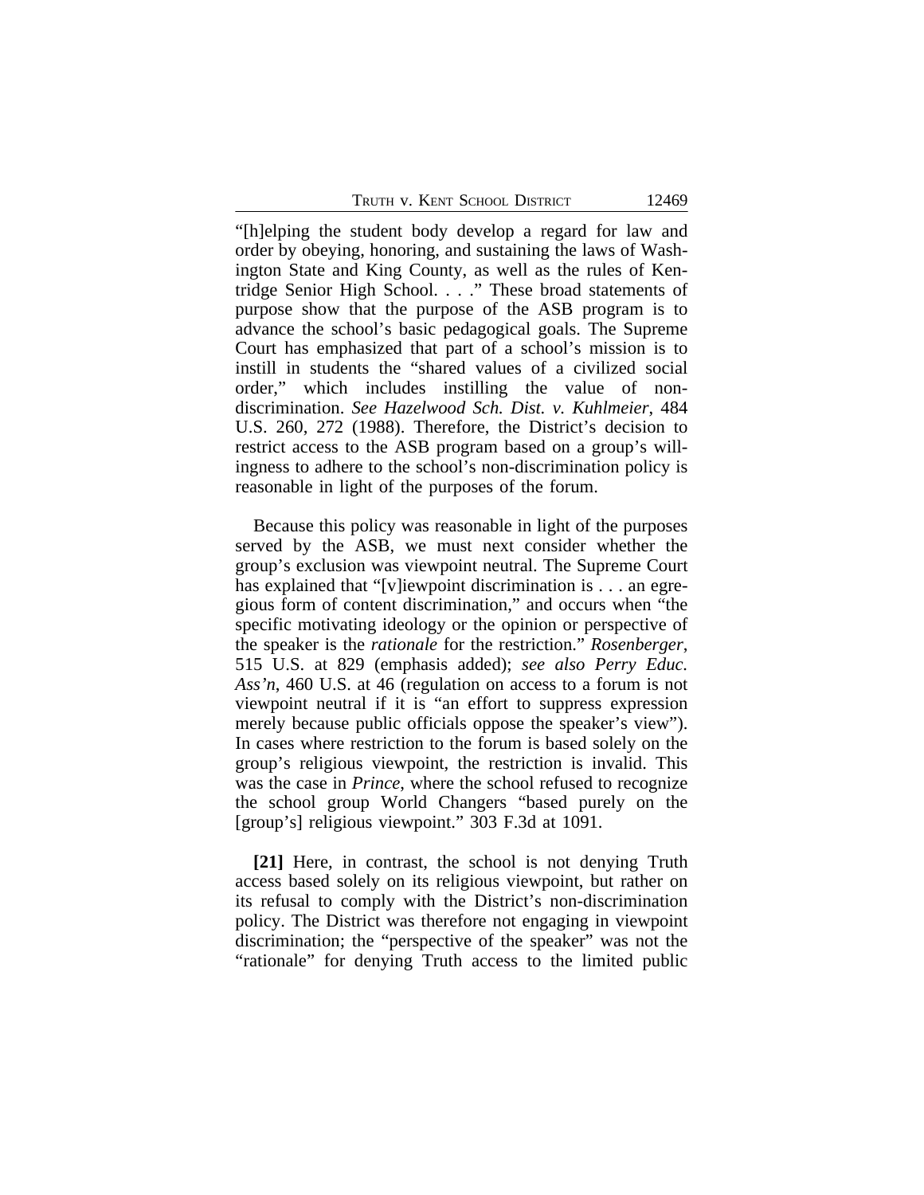"[h]elping the student body develop a regard for law and order by obeying, honoring, and sustaining the laws of Washington State and King County, as well as the rules of Kentridge Senior High School. . . ." These broad statements of purpose show that the purpose of the ASB program is to advance the school's basic pedagogical goals. The Supreme Court has emphasized that part of a school's mission is to instill in students the "shared values of a civilized social order," which includes instilling the value of non-discrimination. *See Hazelwood Sch. Dist. v. Kuhlmeier*, 484 U.S. 260, 272 (1988). Therefore, the District's decision to restrict access to the ASB program based on a group's willingness to adhere to the school's non-discrimination policy is reasonable in light of the purposes of the forum.

Because this policy was reasonable in light of the purposes served by the ASB, we must next consider whether the group's exclusion was viewpoint neutral. The Supreme Court has explained that "[v]iewpoint discrimination is . . . an egregious form of content discrimination," and occurs when "the specific motivating ideology or the opinion or perspective of the speaker is the *rationale* for the restriction." *Rosenberger*, 515 U.S. at 829 (emphasis added); *see also Perry Educ. Ass'n*, 460 U.S. at 46 (regulation on access to a forum is not viewpoint neutral if it is "an effort to suppress expression merely because public officials oppose the speaker's view"). In cases where restriction to the forum is based solely on the group's religious viewpoint, the restriction is invalid. This was the case in *Prince*, where the school refused to recognize the school group World Changers "based purely on the [group's] religious viewpoint." 303 F.3d at 1091.

**[21]** Here, in contrast, the school is not denying Truth access based solely on its religious viewpoint, but rather on its refusal to comply with the District's non-discrimination policy. The District was therefore not engaging in viewpoint discrimination; the "perspective of the speaker" was not the "rationale" for denying Truth access to the limited public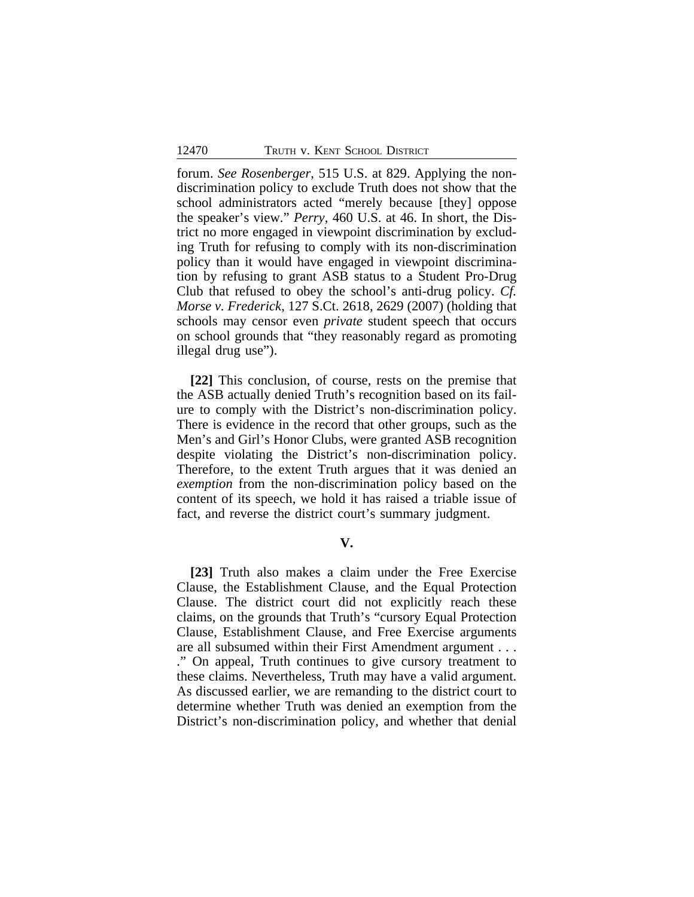forum. *See Rosenberger*, 515 U.S. at 829. Applying the non-discrimination policy to exclude Truth does not show that the school administrators acted "merely because [they] oppose the speaker's view." *Perry*, 460 U.S. at 46. In short, the District no more engaged in viewpoint discrimination by excluding Truth for refusing to comply with its non-discrimination policy than it would have engaged in viewpoint discrimination by refusing to grant ASB status to a Student Pro-Drug Club that refused to obey the school's anti-drug policy. *Cf. Morse v. Frederick*, 127 S.Ct. 2618, 2629 (2007) (holding that schools may censor even *private* student speech that occurs on school grounds that "they reasonably regard as promoting illegal drug use").

**[22]** This conclusion, of course, rests on the premise that the ASB actually denied Truth's recognition based on its failure to comply with the District's non-discrimination policy. There is evidence in the record that other groups, such as the Men's and Girl's Honor Clubs, were granted ASB recognition despite violating the District's non-discrimination policy. Therefore, to the extent Truth argues that it was denied an *exemption* from the non-discrimination policy based on the content of its speech, we hold it has raised a triable issue of fact, and reverse the district court's summary judgment.

## V.

**[23]** Truth also makes a claim under the Free Exercise Clause, the Establishment Clause, and the Equal Protection Clause. The district court did not explicitly reach these claims, on the grounds that Truth's "cursory Equal Protection Clause, Establishment Clause, and Free Exercise arguments are all subsumed within their First Amendment argument . . . ." On appeal, Truth continues to give cursory treatment to these claims. Nevertheless, Truth may have a valid argument. As discussed earlier, we are remanding to the district court to determine whether Truth was denied an exemption from the District's non-discrimination policy, and whether that denial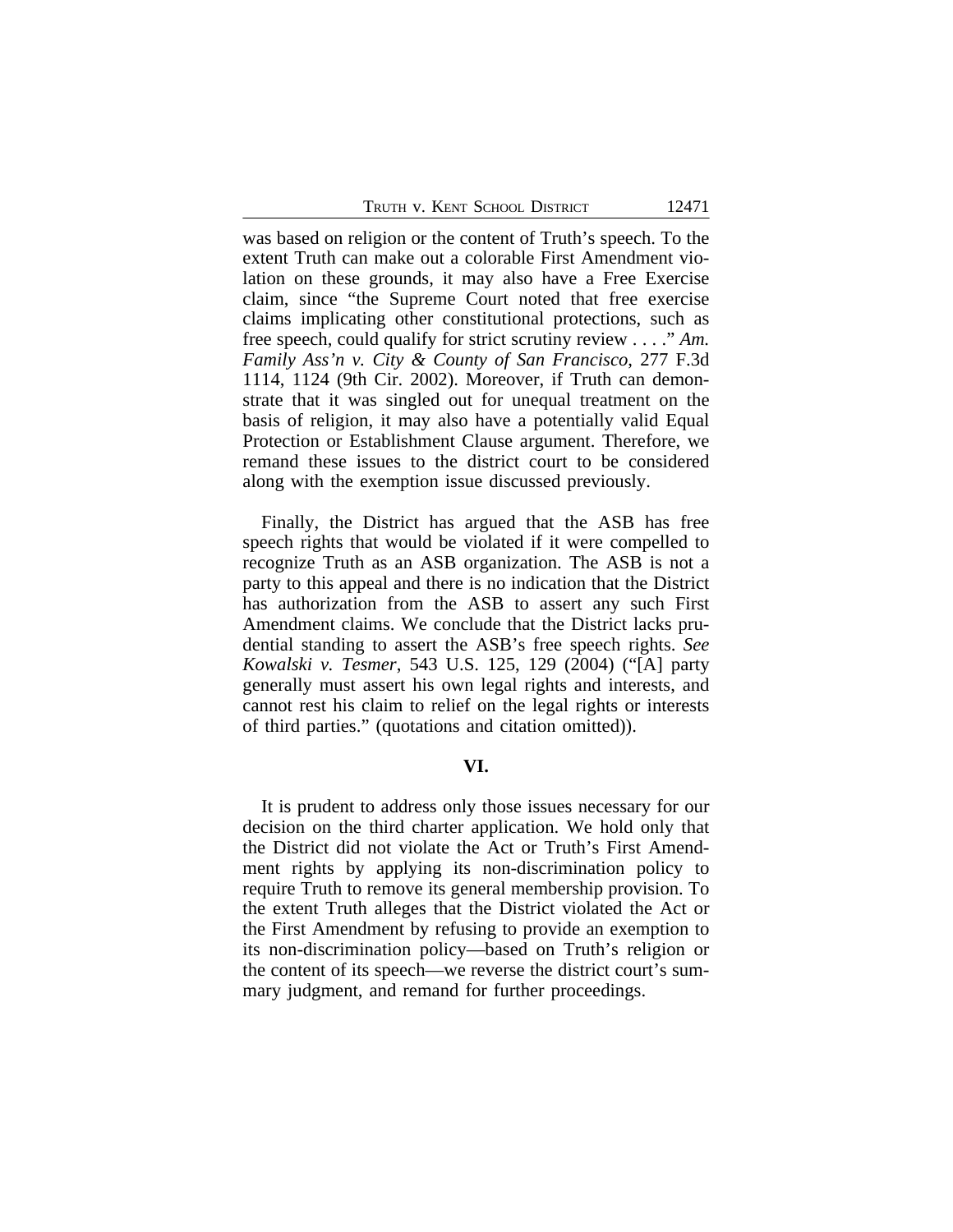was based on religion or the content of Truth's speech. To the extent Truth can make out a colorable First Amendment violation on these grounds, it may also have a Free Exercise claim, since "the Supreme Court noted that free exercise claims implicating other constitutional protections, such as free speech, could qualify for strict scrutiny review . . . ." *Am. Family Ass'n v. City & County of San Francisco*, 277 F.3d 1114, 1124 (9th Cir. 2002). Moreover, if Truth can demonstrate that it was singled out for unequal treatment on the basis of religion, it may also have a potentially valid Equal Protection or Establishment Clause argument. Therefore, we remand these issues to the district court to be considered along with the exemption issue discussed previously.

Finally, the District has argued that the ASB has free speech rights that would be violated if it were compelled to recognize Truth as an ASB organization. The ASB is not a party to this appeal and there is no indication that the District has authorization from the ASB to assert any such First Amendment claims. We conclude that the District lacks prudential standing to assert the ASB's free speech rights. *See Kowalski v. Tesmer*, 543 U.S. 125, 129 (2004) ("[A] party generally must assert his own legal rights and interests, and cannot rest his claim to relief on the legal rights or interests of third parties." (quotations and citation omitted)).

## VI.

It is prudent to address only those issues necessary for our decision on the third charter application. We hold only that the District did not violate the Act or Truth's First Amendment rights by applying its non-discrimination policy to require Truth to remove its general membership provision. To the extent Truth alleges that the District violated the Act or the First Amendment by refusing to provide an exemption to its non-discrimination policy—based on Truth's religion or the content of its speech—we reverse the district court's summary judgment, and remand for further proceedings.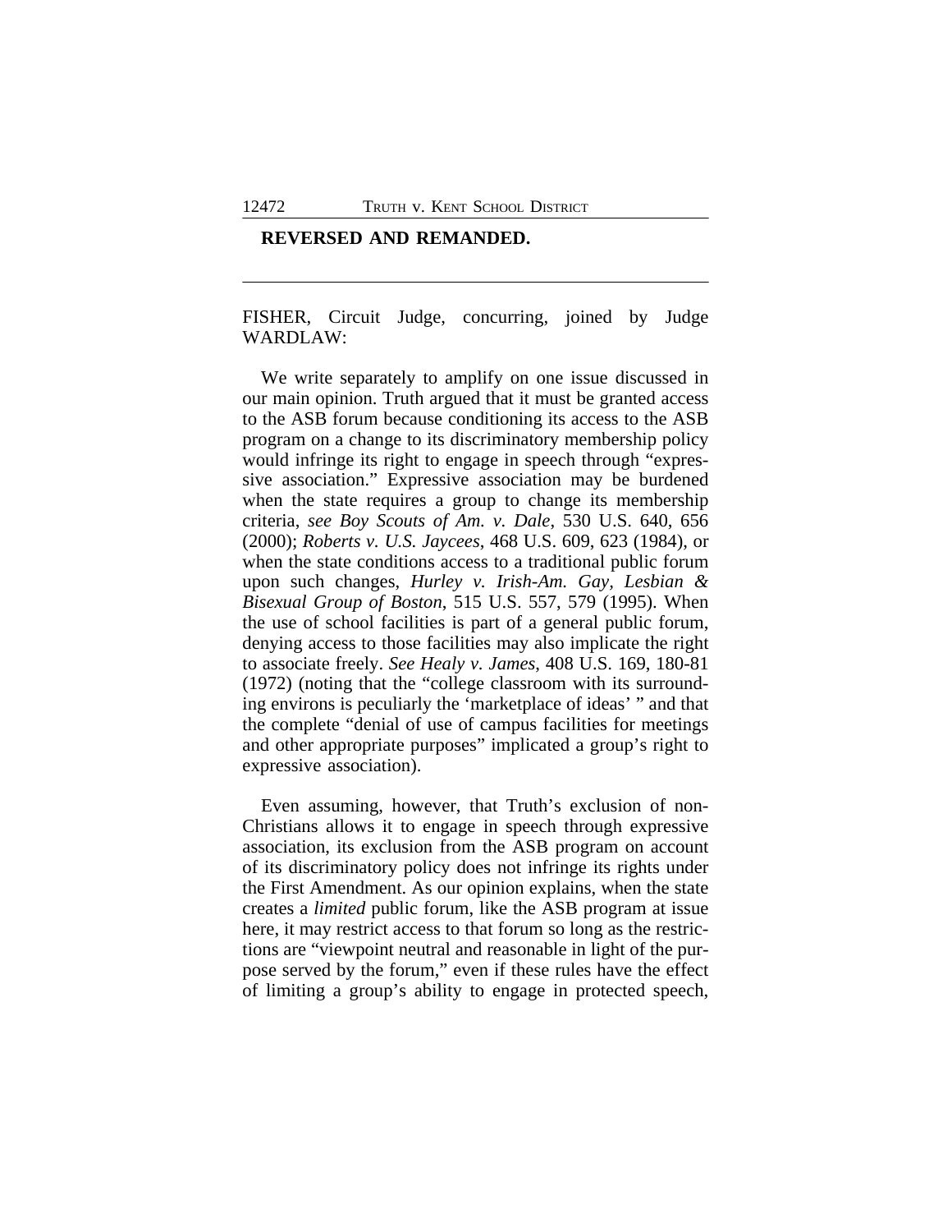**REVERSED AND REMANDED.**

---

FISHER, Circuit Judge, concurring, joined by Judge WARDLAW:

We write separately to amplify on one issue discussed in our main opinion. Truth argued that it must be granted access to the ASB forum because conditioning its access to the ASB program on a change to its discriminatory membership policy would infringe its right to engage in speech through "expressive association." Expressive association may be burdened when the state requires a group to change its membership criteria, *see Boy Scouts of Am. v. Dale*, 530 U.S. 640, 656 (2000); *Roberts v. U.S. Jaycees*, 468 U.S. 609, 623 (1984), or when the state conditions access to a traditional public forum upon such changes, *Hurley v. Irish-Am. Gay, Lesbian & Bisexual Group of Boston*, 515 U.S. 557, 579 (1995). When the use of school facilities is part of a general public forum, denying access to those facilities may also implicate the right to associate freely. *See Healy v. James*, 408 U.S. 169, 180-81 (1972) (noting that the "college classroom with its surrounding environs is peculiarly the 'marketplace of ideas' " and that the complete "denial of use of campus facilities for meetings and other appropriate purposes" implicated a group's right to expressive association).

Even assuming, however, that Truth's exclusion of non-Christians allows it to engage in speech through expressive association, its exclusion from the ASB program on account of its discriminatory policy does not infringe its rights under the First Amendment. As our opinion explains, when the state creates a *limited* public forum, like the ASB program at issue here, it may restrict access to that forum so long as the restrictions are "viewpoint neutral and reasonable in light of the purpose served by the forum," even if these rules have the effect of limiting a group's ability to engage in protected speech,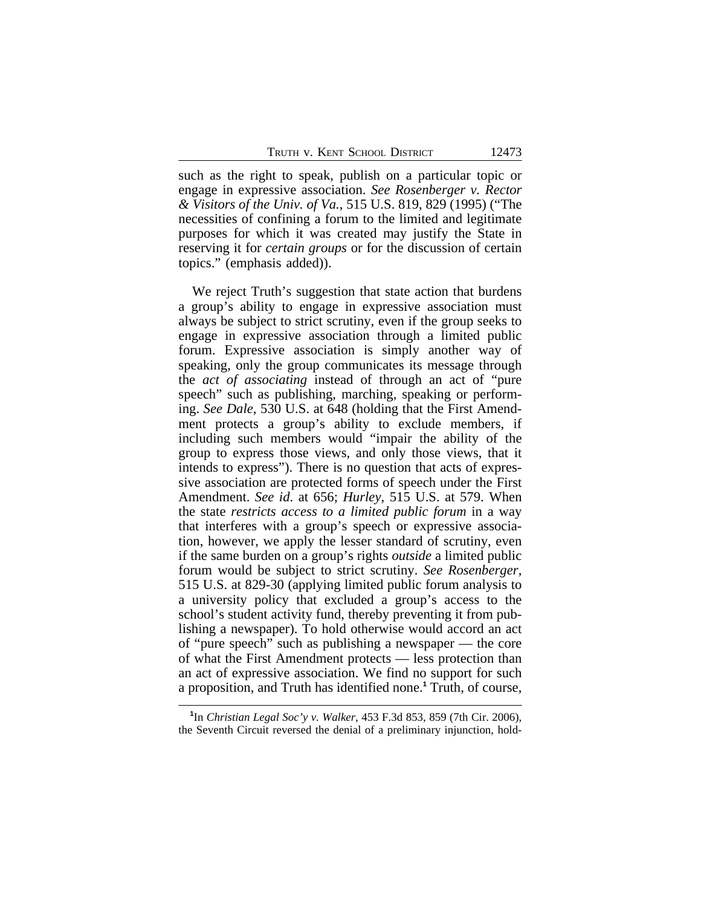such as the right to speak, publish on a particular topic or engage in expressive association. *See Rosenberger v. Rector & Visitors of the Univ. of Va.*, 515 U.S. 819, 829 (1995) ("The necessities of confining a forum to the limited and legitimate purposes for which it was created may justify the State in reserving it for *certain groups* or for the discussion of certain topics." (emphasis added)).

We reject Truth's suggestion that state action that burdens a group's ability to engage in expressive association must always be subject to strict scrutiny, even if the group seeks to engage in expressive association through a limited public forum. Expressive association is simply another way of speaking, only the group communicates its message through the *act of associating* instead of through an act of "pure speech" such as publishing, marching, speaking or performing. *See Dale*, 530 U.S. at 648 (holding that the First Amendment protects a group's ability to exclude members, if including such members would "impair the ability of the group to express those views, and only those views, that it intends to express"). There is no question that acts of expressive association are protected forms of speech under the First Amendment. *See id.* at 656; *Hurley*, 515 U.S. at 579. When the state *restricts access to a limited public forum* in a way that interferes with a group's speech or expressive association, however, we apply the lesser standard of scrutiny, even if the same burden on a group's rights *outside* a limited public forum would be subject to strict scrutiny. *See Rosenberger*, 515 U.S. at 829-30 (applying limited public forum analysis to a university policy that excluded a group's access to the school's student activity fund, thereby preventing it from publishing a newspaper). To hold otherwise would accord an act of "pure speech" such as publishing a newspaper — the core of what the First Amendment protects — less protection than an act of expressive association. We find no support for such a proposition, and Truth has identified none.[1] Truth, of course,

[1]In *Christian Legal Soc'y v. Walker*, 453 F.3d 853, 859 (7th Cir. 2006), the Seventh Circuit reversed the denial of a preliminary injunction, hold-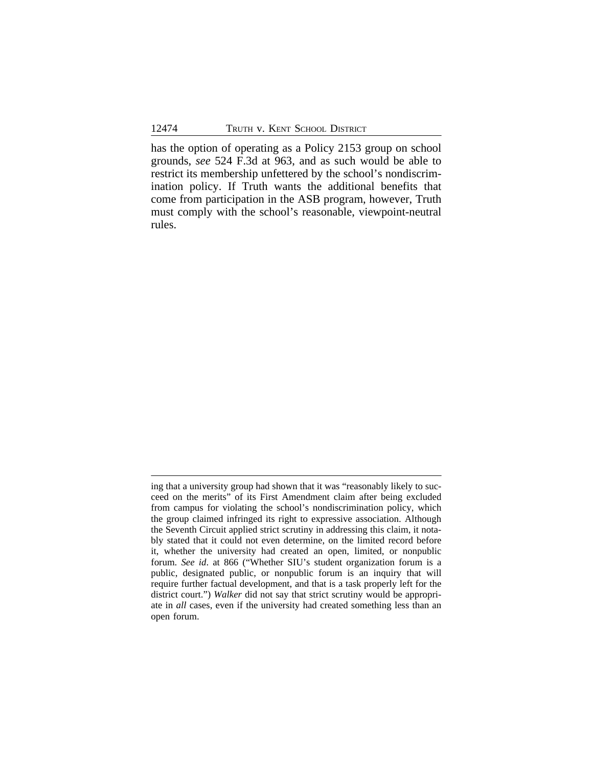has the option of operating as a Policy 2153 group on school grounds, *see* 524 F.3d at 963, and as such would be able to restrict its membership unfettered by the school's nondiscrimination policy. If Truth wants the additional benefits that come from participation in the ASB program, however, Truth must comply with the school's reasonable, viewpoint-neutral rules.

---

ing that a university group had shown that it was "reasonably likely to succeed on the merits" of its First Amendment claim after being excluded from campus for violating the school's nondiscrimination policy, which the group claimed infringed its right to expressive association. Although the Seventh Circuit applied strict scrutiny in addressing this claim, it notably stated that it could not even determine, on the limited record before it, whether the university had created an open, limited, or nonpublic forum. *See id*. at 866 ("Whether SIU's student organization forum is a public, designated public, or nonpublic forum is an inquiry that will require further factual development, and that is a task properly left for the district court.") *Walker* did not say that strict scrutiny would be appropriate in *all* cases, even if the university had created something less than an open forum.